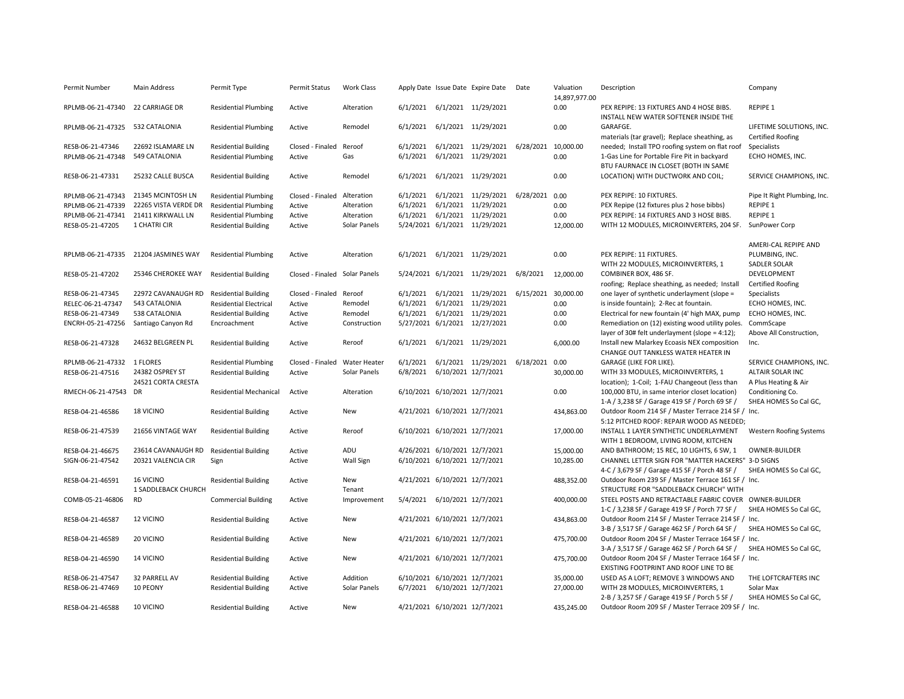| Permit Number | Main Address | Permit Type | Permit Status | Work Class | Apply Date | Issue Date | Expire Date | Date | Valuation | Description | Company |
|---|---|---|---|---|---|---|---|---|---|---|---|
| | | | | | | | | | 14,897,977.00 | | |
| RPLMB-06-21-47340 | 22 CARRIAGE DR | Residential Plumbing | Active | Alteration | 6/1/2021 | 6/1/2021 | 11/29/2021 | | 0.00 | PEX REPIPE: 13 FIXTURES AND 4 HOSE BIBS. | REPIPE 1 |
| RPLMB-06-21-47325 | 532 CATALONIA | Residential Plumbing | Active | Remodel | 6/1/2021 | 6/1/2021 | 11/29/2021 | | 0.00 | INSTALL NEW WATER SOFTENER INSIDE THE GARAFGE. | LIFETIME SOLUTIONS, INC. |
| RESB-06-21-47346 | 22692 ISLAMARE LN | Residential Building | Closed - Finaled | Reroof | 6/1/2021 | 6/1/2021 | 11/29/2021 | 6/28/2021 | 10,000.00 | materials (tar gravel); Replace sheathing, as needed; Install TPO roofing system on flat roof | Certified Roofing Specialists |
| RPLMB-06-21-47348 | 549 CATALONIA | Residential Plumbing | Active | Gas | 6/1/2021 | 6/1/2021 | 11/29/2021 | | 0.00 | 1-Gas Line for Portable Fire Pit in backyard | ECHO HOMES, INC. |
| RESB-06-21-47331 | 25232 CALLE BUSCA | Residential Building | Active | Remodel | 6/1/2021 | 6/1/2021 | 11/29/2021 | | 0.00 | BTU FAURNACE IN CLOSET (BOTH IN SAME LOCATION) WITH DUCTWORK AND COIL; | SERVICE CHAMPIONS, INC. |
| RPLMB-06-21-47343 | 21345 MCINTOSH LN | Residential Plumbing | Closed - Finaled | Alteration | 6/1/2021 | 6/1/2021 | 11/29/2021 | 6/28/2021 | 0.00 | PEX REPIPE: 10 FIXTURES. | Pipe It Right Plumbing, Inc. |
| RPLMB-06-21-47339 | 22265 VISTA VERDE DR | Residential Plumbing | Active | Alteration | 6/1/2021 | 6/1/2021 | 11/29/2021 | | 0.00 | PEX Repipe (12 fixtures plus 2 hose bibbs) | REPIPE 1 |
| RPLMB-06-21-47341 | 21411 KIRKWALL LN | Residential Plumbing | Active | Alteration | 6/1/2021 | 6/1/2021 | 11/29/2021 | | 0.00 | PEX REPIPE: 14 FIXTURES AND 3 HOSE BIBS. | REPIPE 1 |
| RESB-05-21-47205 | 1 CHATRI CIR | Residential Building | Active | Solar Panels | 5/24/2021 | 6/1/2021 | 11/29/2021 | | 12,000.00 | WITH 12 MODULES, MICROINVERTERS, 204 SF. | SunPower Corp |
| RPLMB-06-21-47335 | 21204 JASMINES WAY | Residential Plumbing | Active | Alteration | 6/1/2021 | 6/1/2021 | 11/29/2021 | | 0.00 | PEX REPIPE: 11 FIXTURES. | AMERI-CAL REPIPE AND PLUMBING, INC. |
| RESB-05-21-47202 | 25346 CHEROKEE WAY | Residential Building | Closed - Finaled | Solar Panels | 5/24/2021 | 6/1/2021 | 11/29/2021 | 6/8/2021 | 12,000.00 | WITH 22 MODULES, MICROINVERTERS, 1 COMBINER BOX, 486 SF. | SADLER SOLAR DEVELOPMENT |
| RESB-06-21-47345 | 22972 CAVANAUGH RD | Residential Building | Closed - Finaled | Reroof | 6/1/2021 | 6/1/2021 | 11/29/2021 | 6/15/2021 | 30,000.00 | roofing; Replace sheathing, as needed; Install one layer of synthetic underlayment (slope = | Certified Roofing Specialists |
| RELEC-06-21-47347 | 543 CATALONIA | Residential Electrical | Active | Remodel | 6/1/2021 | 6/1/2021 | 11/29/2021 | | 0.00 | is inside fountain); 2-Rec at fountain. | ECHO HOMES, INC. |
| RESB-06-21-47349 | 538 CATALONIA | Residential Building | Active | Remodel | 6/1/2021 | 6/1/2021 | 11/29/2021 | | 0.00 | Electrical for new fountain (4' high MAX, pump | ECHO HOMES, INC. |
| ENCRH-05-21-47256 | Santiago Canyon Rd | Encroachment | Active | Construction | 5/27/2021 | 6/1/2021 | 12/27/2021 | | 0.00 | Remediation on (12) existing wood utility poles. | CommScape |
| RESB-06-21-47328 | 24632 BELGREEN PL | Residential Building | Active | Reroof | 6/1/2021 | 6/1/2021 | 11/29/2021 | | 6,000.00 | layer of 30# felt underlayment (slope = 4:12); Install new Malarkey Ecoasis NEX composition | Above All Construction, Inc. |
| RPLMB-06-21-47332 | 1 FLORES | Residential Plumbing | Closed - Finaled | Water Heater | 6/1/2021 | 6/1/2021 | 11/29/2021 | 6/18/2021 | 0.00 | CHANGE OUT TANKLESS WATER HEATER IN GARAGE (LIKE FOR LIKE). | SERVICE CHAMPIONS, INC. |
| RESB-06-21-47516 | 24382 OSPREY ST | Residential Building | Active | Solar Panels | 6/8/2021 | 6/10/2021 | 12/7/2021 | | 30,000.00 | WITH 33 MODULES, MICROINVERTERS, 1 | ALTAIR SOLAR INC |
| RMECH-06-21-47543 | 24521 CORTA CRESTA DR | Residential Mechanical | Active | Alteration | 6/10/2021 | 6/10/2021 | 12/7/2021 | | 0.00 | location); 1-Coil; 1-FAU Changeout (less than 100,000 BTU, in same interior closet location) | A Plus Heating & Air Conditioning Co. |
| RESB-04-21-46586 | 18 VICINO | Residential Building | Active | New | 4/21/2021 | 6/10/2021 | 12/7/2021 | | 434,863.00 | 1-A / 3,238 SF / Garage 419 SF / Porch 69 SF / Outdoor Room 214 SF / Master Terrace 214 SF / | SHEA HOMES So Cal GC, Inc. |
| RESB-06-21-47539 | 21656 VINTAGE WAY | Residential Building | Active | Reroof | 6/10/2021 | 6/10/2021 | 12/7/2021 | | 17,000.00 | 5:12 PITCHED ROOF: REPAIR WOOD AS NEEDED; INSTALL 1 LAYER SYNTHETIC UNDERLAYMENT | Western Roofing Systems |
| RESB-04-21-46675 | 23614 CAVANAUGH RD | Residential Building | Active | ADU | 4/26/2021 | 6/10/2021 | 12/7/2021 | | 15,000.00 | WITH 1 BEDROOM, LIVING ROOM, KITCHEN AND BATHROOM; 15 REC, 10 LIGHTS, 6 SW, 1 | OWNER-BUILDER |
| SIGN-06-21-47542 | 20321 VALENCIA CIR | Sign | Active | Wall Sign | 6/10/2021 | 6/10/2021 | 12/7/2021 | | 10,285.00 | CHANNEL LETTER SIGN FOR "MATTER HACKERS" | 3-D SIGNS |
| RESB-04-21-46591 | 16 VICINO | Residential Building | Active | New | 4/21/2021 | 6/10/2021 | 12/7/2021 | | 488,352.00 | 4-C / 3,679 SF / Garage 415 SF / Porch 48 SF / Outdoor Room 239 SF / Master Terrace 161 SF / | SHEA HOMES So Cal GC, Inc. |
| COMB-05-21-46806 | 1 SADDLEBACK CHURCH RD | Commercial Building | Active | Tenant Improvement | 5/4/2021 | 6/10/2021 | 12/7/2021 | | 400,000.00 | STRUCTURE FOR "SADDLEBACK CHURCH" WITH STEEL POSTS AND RETRACTABLE FABRIC COVER | OWNER-BUILDER |
| RESB-04-21-46587 | 12 VICINO | Residential Building | Active | New | 4/21/2021 | 6/10/2021 | 12/7/2021 | | 434,863.00 | 1-C / 3,238 SF / Garage 419 SF / Porch 77 SF / Outdoor Room 214 SF / Master Terrace 214 SF / | SHEA HOMES So Cal GC, Inc. |
| RESB-04-21-46589 | 20 VICINO | Residential Building | Active | New | 4/21/2021 | 6/10/2021 | 12/7/2021 | | 475,700.00 | 3-B / 3,517 SF / Garage 462 SF / Porch 64 SF / Outdoor Room 204 SF / Master Terrace 164 SF / | SHEA HOMES So Cal GC, Inc. |
| RESB-04-21-46590 | 14 VICINO | Residential Building | Active | New | 4/21/2021 | 6/10/2021 | 12/7/2021 | | 475,700.00 | 3-A / 3,517 SF / Garage 462 SF / Porch 64 SF / Outdoor Room 204 SF / Master Terrace 164 SF / | SHEA HOMES So Cal GC, Inc. |
| RESB-06-21-47547 | 32 PARRELL AV | Residential Building | Active | Addition | 6/10/2021 | 6/10/2021 | 12/7/2021 | | 35,000.00 | EXISTING FOOTPRINT AND ROOF LINE TO BE USED AS A LOFT; REMOVE 3 WINDOWS AND | THE LOFTCRAFTERS INC |
| RESB-06-21-47469 | 10 PEONY | Residential Building | Active | Solar Panels | 6/7/2021 | 6/10/2021 | 12/7/2021 | | 27,000.00 | WITH 28 MODULES, MICROINVERTERS, 1 | Solar Max |
| RESB-04-21-46588 | 10 VICINO | Residential Building | Active | New | 4/21/2021 | 6/10/2021 | 12/7/2021 | | 435,245.00 | 2-B / 3,257 SF / Garage 419 SF / Porch 5 SF / Outdoor Room 209 SF / Master Terrace 209 SF / | SHEA HOMES So Cal GC, Inc. |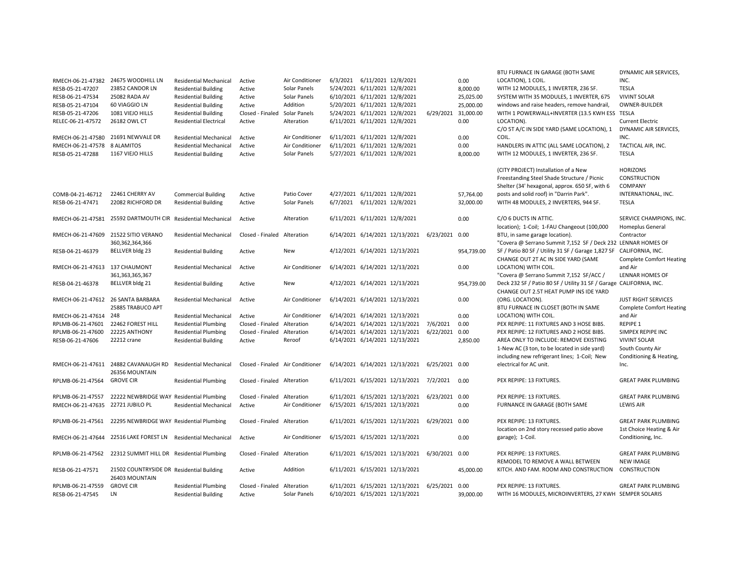| | | | | | | | | | | | |
|---|---|---|---|---|---|---|---|---|---|---|---|
| RMECH-06-21-47382 | 24675 WOODHILL LN | Residential Mechanical | Active | Air Conditioner | 6/3/2021 | 6/11/2021 | 12/8/2021 | | 0.00 | BTU FURNACE IN GARAGE (BOTH SAME LOCATION), 1 COIL. | DYNAMIC AIR SERVICES, INC. |
| RESB-05-21-47207 | 23852 CANDOR LN | Residential Building | Active | Solar Panels | 5/24/2021 | 6/11/2021 | 12/8/2021 | | 8,000.00 | WITH 12 MODULES, 1 INVERTER, 236 SF. | TESLA |
| RESB-06-21-47534 | 25082 RADA AV | Residential Building | Active | Solar Panels | 6/10/2021 | 6/11/2021 | 12/8/2021 | | 25,025.00 | SYSTEM WITH 35 MODULES, 1 INVERTER, 675 | VIVINT SOLAR |
| RESB-05-21-47104 | 60 VIAGGIO LN | Residential Building | Active | Addition | 5/20/2021 | 6/11/2021 | 12/8/2021 | | 25,000.00 | windows and raise headers, remove handrail, | OWNER-BUILDER |
| RESB-05-21-47206 | 1081 VIEJO HILLS | Residential Building | Closed - Finaled | Solar Panels | 5/24/2021 | 6/11/2021 | 12/8/2021 | 6/29/2021 | 31,000.00 | WITH 1 POWERWALL+INVERTER (13.5 KWH ESS | TESLA |
| RELEC-06-21-47572 | 26182 OWL CT | Residential Electrical | Active | Alteration | 6/11/2021 | 6/11/2021 | 12/8/2021 | | 0.00 | LOCATION). | Current Electric |
| RMECH-06-21-47580 | 21691 NEWVALE DR | Residential Mechanical | Active | Air Conditioner | 6/11/2021 | 6/11/2021 | 12/8/2021 | | 0.00 | C/O 5T A/C IN SIDE YARD (SAME LOCATION), 1 COIL. | DYNAMIC AIR SERVICES, INC. |
| RMECH-06-21-47578 | 8 ALAMITOS | Residential Mechanical | Active | Air Conditioner | 6/11/2021 | 6/11/2021 | 12/8/2021 | | 0.00 | HANDLERS IN ATTIC (ALL SAME LOCATION), 2 | TACTICAL AIR, INC. |
| RESB-05-21-47288 | 1167 VIEJO HILLS | Residential Building | Active | Solar Panels | 5/27/2021 | 6/11/2021 | 12/8/2021 | | 8,000.00 | WITH 12 MODULES, 1 INVERTER, 236 SF. | TESLA |
| COMB-04-21-46712 | 22461 CHERRY AV | Commercial Building | Active | Patio Cover | 4/27/2021 | 6/11/2021 | 12/8/2021 | | 57,764.00 | (CITY PROJECT) Installation of a New Freestanding Steel Shade Structure / Picnic Shelter (34' hexagonal, approx. 650 SF, with 6 posts and solid roof) in "Darrin Park". | HORIZONS CONSTRUCTION COMPANY INTERNATIONAL, INC. |
| RESB-06-21-47471 | 22082 RICHFORD DR | Residential Building | Active | Solar Panels | 6/7/2021 | 6/11/2021 | 12/8/2021 | | 32,000.00 | WITH 48 MODULES, 2 INVERTERS, 944 SF. | TESLA |
| RMECH-06-21-47581 | 25592 DARTMOUTH CIR | Residential Mechanical | Active | Alteration | 6/11/2021 | 6/11/2021 | 12/8/2021 | | 0.00 | C/O 6 DUCTS IN ATTIC. | SERVICE CHAMPIONS, INC. |
| RMECH-06-21-47609 | 21522 SITIO VERANO | Residential Mechanical | Closed - Finaled | Alteration | 6/14/2021 | 6/14/2021 | 12/13/2021 | 6/23/2021 | 0.00 | location); 1-Coil; 1-FAU Changeout (100,000 BTU, in same garage location). | Homeplus General Contractor |
| RESB-04-21-46379 | 360,362,364,366 BELLVER bldg 23 | Residential Building | Active | New | 4/12/2021 | 6/14/2021 | 12/13/2021 | | 954,739.00 | "Covera @ Serrano Summit 7,152 SF / Deck 232 SF / Patio 80 SF / Utility 31 SF / Garage 1,827 SF | LENNAR HOMES OF CALIFORNIA, INC. |
| RMECH-06-21-47613 | 137 CHAUMONT | Residential Mechanical | Active | Air Conditioner | 6/14/2021 | 6/14/2021 | 12/13/2021 | | 0.00 | CHANGE OUT 2T AC IN SIDE YARD (SAME LOCATION) WITH COIL. | Complete Comfort Heating and Air |
| RESB-04-21-46378 | 361,363,365,367 BELLVER bldg 21 | Residential Building | Active | New | 4/12/2021 | 6/14/2021 | 12/13/2021 | | 954,739.00 | "Covera @ Serrano Summit 7,152 SF/ACC / Deck 232 SF / Patio 80 SF / Utility 31 SF / Garage | LENNAR HOMES OF CALIFORNIA, INC. |
| RMECH-06-21-47612 | 26 SANTA BARBARA | Residential Mechanical | Active | Air Conditioner | 6/14/2021 | 6/14/2021 | 12/13/2021 | | 0.00 | CHANGE OUT 2.5T HEAT PUMP INS IDE YARD (ORG. LOCATION). | JUST RIGHT SERVICES |
| RMECH-06-21-47614 | 25885 TRABUCO APT 248 | Residential Mechanical | Active | Air Conditioner | 6/14/2021 | 6/14/2021 | 12/13/2021 | | 0.00 | BTU FURNACE IN CLOSET (BOTH IN SAME LOCATION) WITH COIL. | Complete Comfort Heating and Air |
| RPLMB-06-21-47601 | 22462 FOREST HILL | Residential Plumbing | Closed - Finaled | Alteration | 6/14/2021 | 6/14/2021 | 12/13/2021 | 7/6/2021 | 0.00 | PEX REPIPE: 11 FIXTURES AND 3 HOSE BIBS. | REPIPE 1 |
| RPLMB-06-21-47600 | 22225 ANTHONY | Residential Plumbing | Closed - Finaled | Alteration | 6/14/2021 | 6/14/2021 | 12/13/2021 | 6/22/2021 | 0.00 | PEX REPIPE: 12 FIXTURES AND 2 HOSE BIBS. | SIMPEX REPIPE INC |
| RESB-06-21-47606 | 22212 crane | Residential Building | Active | Reroof | 6/14/2021 | 6/14/2021 | 12/13/2021 | | 2,850.00 | AREA ONLY TO INCLUDE: REMOVE EXISTING | VIVINT SOLAR |
| RMECH-06-21-47611 | 24882 CAVANAUGH RD | Residential Mechanical | Closed - Finaled | Air Conditioner | 6/14/2021 | 6/14/2021 | 12/13/2021 | 6/25/2021 | 0.00 | 1-New AC (3 ton, to be located in side yard) including new refrigerant lines; 1-Coil; New electrical for AC unit. | South County Air Conditioning & Heating, Inc. |
| RPLMB-06-21-47564 | 26356 MOUNTAIN GROVE CIR | Residential Plumbing | Closed - Finaled | Alteration | 6/11/2021 | 6/15/2021 | 12/13/2021 | 7/2/2021 | 0.00 | PEX REPIPE: 13 FIXTURES. | GREAT PARK PLUMBING |
| RPLMB-06-21-47557 | 22222 NEWBRIDGE WAY | Residential Plumbing | Closed - Finaled | Alteration | 6/11/2021 | 6/15/2021 | 12/13/2021 | 6/23/2021 | 0.00 | PEX REPIPE: 13 FIXTURES. | GREAT PARK PLUMBING |
| RMECH-06-21-47635 | 22721 JUBILO PL | Residential Mechanical | Active | Air Conditioner | 6/15/2021 | 6/15/2021 | 12/13/2021 | | 0.00 | FURNACE IN GARAGE (BOTH SAME | LEWIS AIR |
| RPLMB-06-21-47561 | 22295 NEWBRIDGE WAY | Residential Plumbing | Closed - Finaled | Alteration | 6/11/2021 | 6/15/2021 | 12/13/2021 | 6/29/2021 | 0.00 | PEX REPIPE: 13 FIXTURES. | GREAT PARK PLUMBING |
| RMECH-06-21-47644 | 22516 LAKE FOREST LN | Residential Mechanical | Active | Air Conditioner | 6/15/2021 | 6/15/2021 | 12/13/2021 | | 0.00 | location on 2nd story recessed patio above garage); 1-Coil. | 1st Choice Heating & Air Conditioning, Inc. |
| RPLMB-06-21-47562 | 22312 SUMMIT HILL DR | Residential Plumbing | Closed - Finaled | Alteration | 6/11/2021 | 6/15/2021 | 12/13/2021 | 6/30/2021 | 0.00 | PEX REPIPE: 13 FIXTURES. | GREAT PARK PLUMBING |
| RESB-06-21-47571 | 21502 COUNTRYSIDE DR | Residential Building | Active | Addition | 6/11/2021 | 6/15/2021 | 12/13/2021 | | 45,000.00 | REMODEL TO REMOVE A WALL BETWEEN KITCH. AND FAM. ROOM AND CONSTRUCTION | NEW IMAGE CONSTRUCTION |
| RPLMB-06-21-47559 | 26403 MOUNTAIN GROVE CIR | Residential Plumbing | Closed - Finaled | Alteration | 6/11/2021 | 6/15/2021 | 12/13/2021 | 6/25/2021 | 0.00 | PEX REPIPE: 13 FIXTURES. | GREAT PARK PLUMBING |
| RESB-06-21-47545 | LN | Residential Building | Active | Solar Panels | 6/10/2021 | 6/15/2021 | 12/13/2021 | | 39,000.00 | WITH 16 MODULES, MICROINVERTERS, 27 KWH | SEMPER SOLARIS |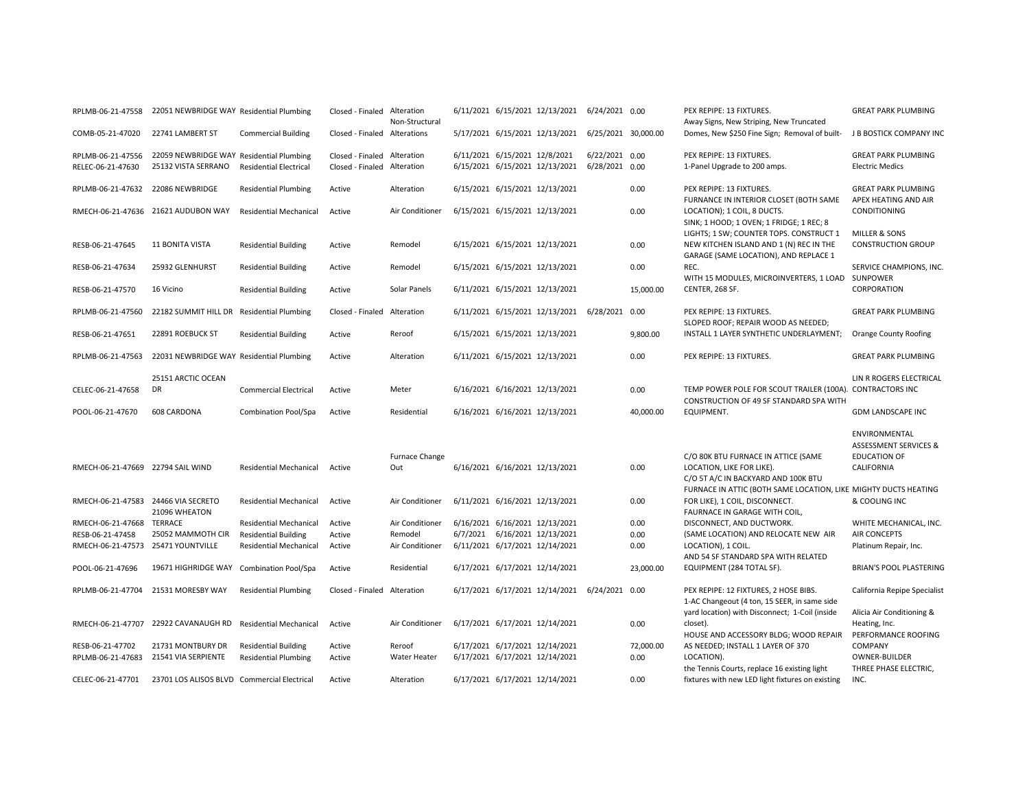| | | | | | | | | | | | |
|---|---|---|---|---|---|---|---|---|---|---|---|
| RPLMB-06-21-47558 | 22051 NEWBRIDGE WAY | Residential Plumbing | Closed - Finaled | Alteration | 6/11/2021 | 6/15/2021 | 12/13/2021 | 6/24/2021 | 0.00 | PEX REPIPE: 13 FIXTURES. | GREAT PARK PLUMBING |
| COMB-05-21-47020 | 22741 LAMBERT ST | Commercial Building | Closed - Finaled | Non-Structural Alterations | 5/17/2021 | 6/15/2021 | 12/13/2021 | 6/25/2021 | 30,000.00 | Away Signs, New Striping, New Truncated Domes, New $250 Fine Sign; Removal of built- | J B BOSTICK COMPANY INC |
| RPLMB-06-21-47556 | 22059 NEWBRIDGE WAY | Residential Plumbing | Closed - Finaled | Alteration | 6/11/2021 | 6/15/2021 | 12/8/2021 | 6/22/2021 | 0.00 | PEX REPIPE: 13 FIXTURES. | GREAT PARK PLUMBING |
| RELEC-06-21-47630 | 25132 VISTA SERRANO | Residential Electrical | Closed - Finaled | Alteration | 6/15/2021 | 6/15/2021 | 12/13/2021 | 6/28/2021 | 0.00 | 1-Panel Upgrade to 200 amps. | Electric Medics |
| RPLMB-06-21-47632 | 22086 NEWBRIDGE | Residential Plumbing | Active | Alteration | 6/15/2021 | 6/15/2021 | 12/13/2021 | | 0.00 | PEX REPIPE: 13 FIXTURES. | GREAT PARK PLUMBING |
| RMECH-06-21-47636 | 21621 AUDUBON WAY | Residential Mechanical | Active | Air Conditioner | 6/15/2021 | 6/15/2021 | 12/13/2021 | | 0.00 | FURNACE IN INTERIOR CLOSET (BOTH SAME LOCATION); 1 COIL, 8 DUCTS. | APEX HEATING AND AIR CONDITIONING |
| RESB-06-21-47645 | 11 BONITA VISTA | Residential Building | Active | Remodel | 6/15/2021 | 6/15/2021 | 12/13/2021 | | 0.00 | SINK; 1 HOOD; 1 OVEN; 1 FRIDGE; 1 REC; 8 LIGHTS; 1 SW; COUNTER TOPS. CONSTRUCT 1 NEW KITCHEN ISLAND AND 1 (N) REC IN THE | MILLER & SONS CONSTRUCTION GROUP |
| RESB-06-21-47634 | 25932 GLENHURST | Residential Building | Active | Remodel | 6/15/2021 | 6/15/2021 | 12/13/2021 | | 0.00 | GARAGE (SAME LOCATION), AND REPLACE 1 REC. | SERVICE CHAMPIONS, INC. |
| RESB-06-21-47570 | 16 Vicino | Residential Building | Active | Solar Panels | 6/11/2021 | 6/15/2021 | 12/13/2021 | | 15,000.00 | WITH 15 MODULES, MICROINVERTERS, 1 LOAD CENTER, 268 SF. | SUNPOWER CORPORATION |
| RPLMB-06-21-47560 | 22182 SUMMIT HILL DR | Residential Plumbing | Closed - Finaled | Alteration | 6/11/2021 | 6/15/2021 | 12/13/2021 | 6/28/2021 | 0.00 | PEX REPIPE: 13 FIXTURES. | GREAT PARK PLUMBING |
| RESB-06-21-47651 | 22891 ROEBUCK ST | Residential Building | Active | Reroof | 6/15/2021 | 6/15/2021 | 12/13/2021 | | 9,800.00 | SLOPED ROOF; REPAIR WOOD AS NEEDED; INSTALL 1 LAYER SYNTHETIC UNDERLAYMENT; | Orange County Roofing |
| RPLMB-06-21-47563 | 22031 NEWBRIDGE WAY | Residential Plumbing | Active | Alteration | 6/11/2021 | 6/15/2021 | 12/13/2021 | | 0.00 | PEX REPIPE: 13 FIXTURES. | GREAT PARK PLUMBING |
| CELEC-06-21-47658 | 25151 ARCTIC OCEAN DR | Commercial Electrical | Active | Meter | 6/16/2021 | 6/16/2021 | 12/13/2021 | | 0.00 | TEMP POWER POLE FOR SCOUT TRAILER (100A). | LIN R ROGERS ELECTRICAL CONTRACTORS INC |
| POOL-06-21-47670 | 608 CARDONA | Combination Pool/Spa | Active | Residential | 6/16/2021 | 6/16/2021 | 12/13/2021 | | 40,000.00 | CONSTRUCTION OF 49 SF STANDARD SPA WITH EQUIPMENT. | GDM LANDSCAPE INC |
| RMECH-06-21-47669 | 22794 SAIL WIND | Residential Mechanical | Active | Furnace Change Out | 6/16/2021 | 6/16/2021 | 12/13/2021 | | 0.00 | C/O 80K BTU FURNACE IN ATTICE (SAME LOCATION, LIKE FOR LIKE). | ENVIRONMENTAL ASSESSMENT SERVICES & EDUCATION OF CALIFORNIA |
| RMECH-06-21-47583 | 24466 VIA SECRETO | Residential Mechanical | Active | Air Conditioner | 6/11/2021 | 6/16/2021 | 12/13/2021 | | 0.00 | C/O 5T A/C IN BACKYARD AND 100K BTU FURNACE IN ATTIC (BOTH SAME LOCATION, LIKE FOR LIKE), 1 COIL, DISCONNECT. | MIGHTY DUCTS HEATING & COOLING INC |
| RMECH-06-21-47668 | 21096 WHEATON TERRACE | Residential Mechanical | Active | Air Conditioner | 6/16/2021 | 6/16/2021 | 12/13/2021 | | 0.00 | FAURNACE IN GARAGE WITH COIL, DISCONNECT, AND DUCTWORK. | WHITE MECHANICAL, INC. |
| RESB-06-21-47458 | 25052 MAMMOTH CIR | Residential Building | Active | Remodel | 6/7/2021 | 6/16/2021 | 12/13/2021 | | 0.00 | (SAME LOCATION) AND RELOCATE NEW AIR | AIR CONCEPTS |
| RMECH-06-21-47573 | 25471 YOUNTVILLE | Residential Mechanical | Active | Air Conditioner | 6/11/2021 | 6/17/2021 | 12/14/2021 | | 0.00 | LOCATION), 1 COIL. | Platinum Repair, Inc. |
| POOL-06-21-47696 | 19671 HIGHRIDGE WAY | Combination Pool/Spa | Active | Residential | 6/17/2021 | 6/17/2021 | 12/14/2021 | | 23,000.00 | AND 54 SF STANDARD SPA WITH RELATED EQUIPMENT (284 TOTAL SF). | BRIAN'S POOL PLASTERING |
| RPLMB-06-21-47704 | 21531 MORESBY WAY | Residential Plumbing | Closed - Finaled | Alteration | 6/17/2021 | 6/17/2021 | 12/14/2021 | 6/24/2021 | 0.00 | PEX REPIPE: 12 FIXTURES, 2 HOSE BIBS. | California Repipe Specialist |
| RMECH-06-21-47707 | 22922 CAVANAUGH RD | Residential Mechanical | Active | Air Conditioner | 6/17/2021 | 6/17/2021 | 12/14/2021 | | 0.00 | 1-AC Changeout (4 ton, 15 SEER, in same side yard location) with Disconnect; 1-Coil (inside closet). | Alicia Air Conditioning & Heating, Inc. |
| RESB-06-21-47702 | 21731 MONTBURY DR | Residential Building | Active | Reroof | 6/17/2021 | 6/17/2021 | 12/14/2021 | | 72,000.00 | HOUSE AND ACCESSORY BLDG; WOOD REPAIR AS NEEDED; INSTALL 1 LAYER OF 370 | PERFORMANCE ROOFING COMPANY |
| RPLMB-06-21-47683 | 21541 VIA SERPIENTE | Residential Plumbing | Active | Water Heater | 6/17/2021 | 6/17/2021 | 12/14/2021 | | 0.00 | LOCATION). | OWNER-BUILDER |
| CELEC-06-21-47701 | 23701 LOS ALISOS BLVD | Commercial Electrical | Active | Alteration | 6/17/2021 | 6/17/2021 | 12/14/2021 | | 0.00 | the Tennis Courts, replace 16 existing light fixtures with new LED light fixtures on existing | THREE PHASE ELECTRIC, INC. |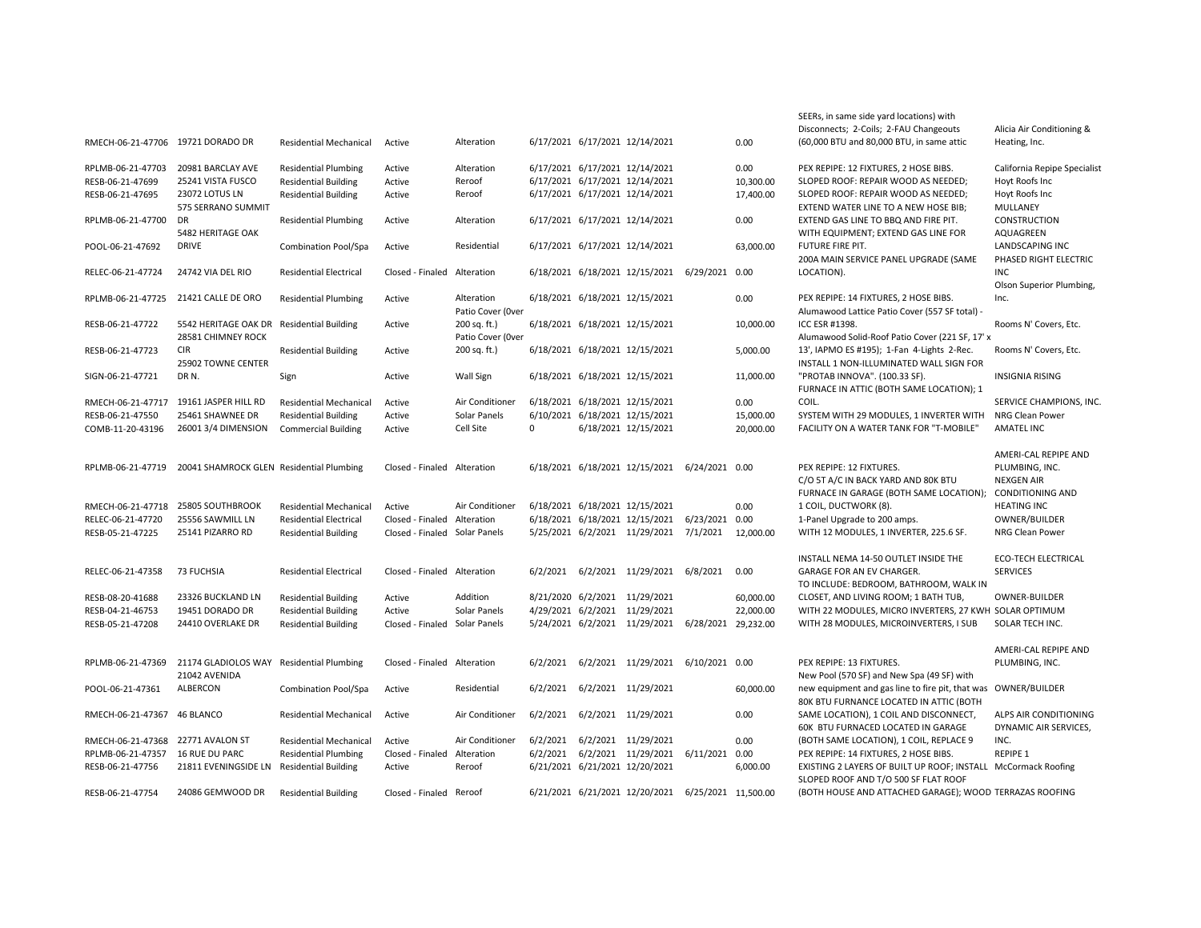| | | | | | | | | | | | |
|---|---|---|---|---|---|---|---|---|---|---|---|
| RMECH-06-21-47706 | 19721 DORADO DR | Residential Mechanical | Active | Alteration | 6/17/2021 | 6/17/2021 | 12/14/2021 | | 0.00 | SEERs, in same side yard locations) with Disconnects; 2-Coils; 2-FAU Changeouts (60,000 BTU and 80,000 BTU, in same attic | Alicia Air Conditioning & Heating, Inc. |
| RPLMB-06-21-47703 | 20981 BARCLAY AVE | Residential Plumbing | Active | Alteration | 6/17/2021 | 6/17/2021 | 12/14/2021 | | 0.00 | PEX REPIPE: 12 FIXTURES, 2 HOSE BIBS. | California Repipe Specialist |
| RESB-06-21-47699 | 25241 VISTA FUSCO | Residential Building | Active | Reroof | 6/17/2021 | 6/17/2021 | 12/14/2021 | | 10,300.00 | SLOPED ROOF: REPAIR WOOD AS NEEDED; | Hoyt Roofs Inc |
| RESB-06-21-47695 | 23072 LOTUS LN | Residential Building | Active | Reroof | 6/17/2021 | 6/17/2021 | 12/14/2021 | | 17,400.00 | SLOPED ROOF: REPAIR WOOD AS NEEDED; | Hoyt Roofs Inc |
| RPLMB-06-21-47700 | 575 SERRANO SUMMIT DR | Residential Plumbing | Active | Alteration | 6/17/2021 | 6/17/2021 | 12/14/2021 | | 0.00 | EXTEND WATER LINE TO A NEW HOSE BIB; EXTEND GAS LINE TO BBQ AND FIRE PIT. | MULLANEY CONSTRUCTION |
| POOL-06-21-47692 | 5482 HERITAGE OAK DRIVE | Combination Pool/Spa | Active | Residential | 6/17/2021 | 6/17/2021 | 12/14/2021 | | 63,000.00 | WITH EQUIPMENT; EXTEND GAS LINE FOR FUTURE FIRE PIT. | AQUAGREEN LANDSCAPING INC |
| RELEC-06-21-47724 | 24742 VIA DEL RIO | Residential Electrical | Closed - Finaled | Alteration | 6/18/2021 | 6/18/2021 | 12/15/2021 | 6/29/2021 | 0.00 | 200A MAIN SERVICE PANEL UPGRADE (SAME LOCATION). | PHASED RIGHT ELECTRIC INC |
| RPLMB-06-21-47725 | 21421 CALLE DE ORO | Residential Plumbing | Active | Alteration | 6/18/2021 | 6/18/2021 | 12/15/2021 | | 0.00 | PEX REPIPE: 14 FIXTURES, 2 HOSE BIBS. | Olson Superior Plumbing, Inc. |
| RESB-06-21-47722 | 5542 HERITAGE OAK DR | Residential Building | Active | Patio Cover (0ver 200 sq. ft.) | 6/18/2021 | 6/18/2021 | 12/15/2021 | | 10,000.00 | Alumawood Lattice Patio Cover (557 SF total) - ICC ESR #1398. | Rooms N' Covers, Etc. |
| RESB-06-21-47723 | 28581 CHIMNEY ROCK CIR | Residential Building | Active | Patio Cover (0ver 200 sq. ft.) | 6/18/2021 | 6/18/2021 | 12/15/2021 | | 5,000.00 | Alumawood Solid-Roof Patio Cover (221 SF, 17' x 13', IAPMO ES #195); 1-Fan 4-Lights 2-Rec. | Rooms N' Covers, Etc. |
| SIGN-06-21-47721 | 25902 TOWNE CENTER DR N. | Sign | Active | Wall Sign | 6/18/2021 | 6/18/2021 | 12/15/2021 | | 11,000.00 | INSTALL 1 NON-ILLUMINATED WALL SIGN FOR "PROTAB INNOVA". (100.33 SF). | INSIGNIA RISING |
| RMECH-06-21-47717 | 19161 JASPER HILL RD | Residential Mechanical | Active | Air Conditioner | 6/18/2021 | 6/18/2021 | 12/15/2021 | | 0.00 | FURNACE IN ATTIC (BOTH SAME LOCATION); 1 COIL. | SERVICE CHAMPIONS, INC. |
| RESB-06-21-47550 | 25461 SHAWNEE DR | Residential Building | Active | Solar Panels | 6/10/2021 | 6/18/2021 | 12/15/2021 | | 15,000.00 | SYSTEM WITH 29 MODULES, 1 INVERTER WITH | NRG Clean Power |
| COMB-11-20-43196 | 26001 3/4 DIMENSION | Commercial Building | Active | Cell Site | 0 | 6/18/2021 | 12/15/2021 | | 20,000.00 | FACILITY ON A WATER TANK FOR "T-MOBILE" | AMATEL INC |
| RPLMB-06-21-47719 | 20041 SHAMROCK GLEN | Residential Plumbing | Closed - Finaled | Alteration | 6/18/2021 | 6/18/2021 | 12/15/2021 | 6/24/2021 | 0.00 | PEX REPIPE: 12 FIXTURES. | AMERI-CAL REPIPE AND PLUMBING, INC. |
| RMECH-06-21-47718 | 25805 SOUTHBROOK | Residential Mechanical | Active | Air Conditioner | 6/18/2021 | 6/18/2021 | 12/15/2021 | | 0.00 | C/O 5T A/C IN BACK YARD AND 80K BTU FURNACE IN GARAGE (BOTH SAME LOCATION); 1 COIL, DUCTWORK (8). | NEXGEN AIR CONDITIONING AND HEATING INC |
| RELEC-06-21-47720 | 25556 SAWMILL LN | Residential Electrical | Closed - Finaled | Alteration | 6/18/2021 | 6/18/2021 | 12/15/2021 | 6/23/2021 | 0.00 | 1-Panel Upgrade to 200 amps. | OWNER/BUILDER |
| RESB-05-21-47225 | 25141 PIZARRO RD | Residential Building | Closed - Finaled | Solar Panels | 5/25/2021 | 6/2/2021 | 11/29/2021 | 7/1/2021 | 12,000.00 | WITH 12 MODULES, 1 INVERTER, 225.6 SF. | NRG Clean Power |
| RELEC-06-21-47358 | 73 FUCHSIA | Residential Electrical | Closed - Finaled | Alteration | 6/2/2021 | 6/2/2021 | 11/29/2021 | 6/8/2021 | 0.00 | INSTALL NEMA 14-50 OUTLET INSIDE THE GARAGE FOR AN EV CHARGER. | ECO-TECH ELECTRICAL SERVICES |
| RESB-08-20-41688 | 23326 BUCKLAND LN | Residential Building | Active | Addition | 8/21/2020 | 6/2/2021 | 11/29/2021 | | 60,000.00 | TO INCLUDE: BEDROOM, BATHROOM, WALK IN CLOSET, AND LIVING ROOM; 1 BATH TUB, | OWNER-BUILDER |
| RESB-04-21-46753 | 19451 DORADO DR | Residential Building | Active | Solar Panels | 4/29/2021 | 6/2/2021 | 11/29/2021 | | 22,000.00 | WITH 22 MODULES, MICRO INVERTERS, 27 KWH | SOLAR OPTIMUM |
| RESB-05-21-47208 | 24410 OVERLAKE DR | Residential Building | Closed - Finaled | Solar Panels | 5/24/2021 | 6/2/2021 | 11/29/2021 | 6/28/2021 | 29,232.00 | WITH 28 MODULES, MICROINVERTERS, I SUB | SOLAR TECH INC. |
| RPLMB-06-21-47369 | 21174 GLADIOLOS WAY | Residential Plumbing | Closed - Finaled | Alteration | 6/2/2021 | 6/2/2021 | 11/29/2021 | 6/10/2021 | 0.00 | PEX REPIPE: 13 FIXTURES. | AMERI-CAL REPIPE AND PLUMBING, INC. |
| POOL-06-21-47361 | 21042 AVENIDA ALBERCON | Combination Pool/Spa | Active | Residential | 6/2/2021 | 6/2/2021 | 11/29/2021 | | 60,000.00 | New Pool (570 SF) and New Spa (49 SF) with new equipment and gas line to fire pit, that was | OWNER/BUILDER |
| RMECH-06-21-47367 | 46 BLANCO | Residential Mechanical | Active | Air Conditioner | 6/2/2021 | 6/2/2021 | 11/29/2021 | | 0.00 | 80K BTU FURNACE LOCATED IN ATTIC (BOTH SAME LOCATION), 1 COIL AND DISCONNECT, | ALPS AIR CONDITIONING |
| RMECH-06-21-47368 | 22771 AVALON ST | Residential Mechanical | Active | Air Conditioner | 6/2/2021 | 6/2/2021 | 11/29/2021 | | 0.00 | 60K BTU FURNACED LOCATED IN GARAGE (BOTH SAME LOCATION), 1 COIL, REPLACE 9 | DYNAMIC AIR SERVICES, INC. |
| RPLMB-06-21-47357 | 16 RUE DU PARC | Residential Plumbing | Closed - Finaled | Alteration | 6/2/2021 | 6/2/2021 | 11/29/2021 | 6/11/2021 | 0.00 | PEX REPIPE: 14 FIXTURES, 2 HOSE BIBS. | REPIPE 1 |
| RESB-06-21-47756 | 21811 EVENINGSIDE LN | Residential Building | Active | Reroof | 6/21/2021 | 6/21/2021 | 12/20/2021 | | 6,000.00 | EXISTING 2 LAYERS OF BUILT UP ROOF; INSTALL | McCormack Roofing |
| RESB-06-21-47754 | 24086 GEMWOOD DR | Residential Building | Closed - Finaled | Reroof | 6/21/2021 | 6/21/2021 | 12/20/2021 | 6/25/2021 | 11,500.00 | SLOPED ROOF AND T/O 500 SF FLAT ROOF (BOTH HOUSE AND ATTACHED GARAGE); WOOD | TERRAZAS ROOFING |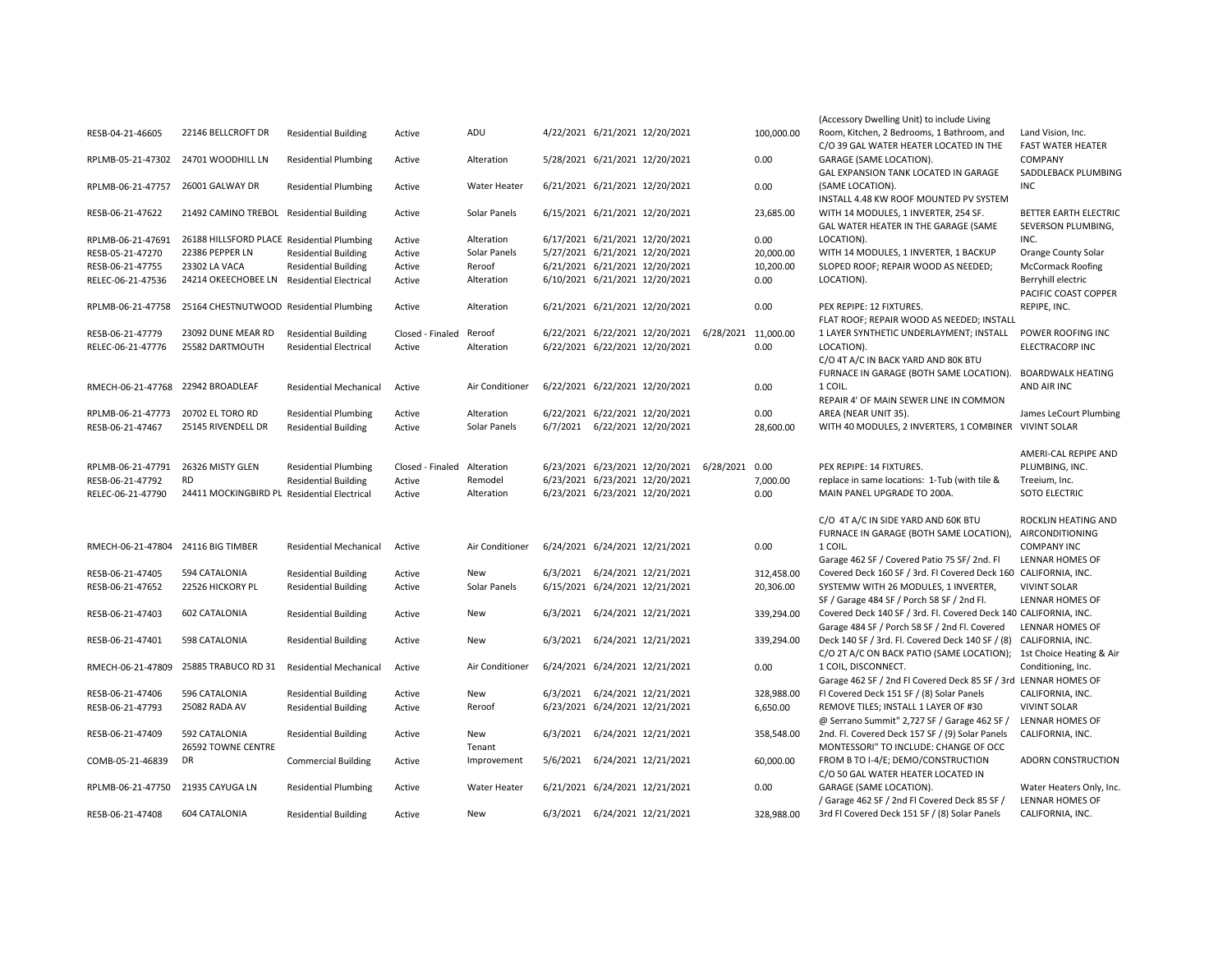| | | | | | | | | | | | |
|---|---|---|---|---|---|---|---|---|---|---|---|
| RESB-04-21-46605 | 22146 BELLCROFT DR | Residential Building | Active | ADU | 4/22/2021 | 6/21/2021 | 12/20/2021 | | 100,000.00 | (Accessory Dwelling Unit) to include Living Room, Kitchen, 2 Bedrooms, 1 Bathroom, and | Land Vision, Inc. |
| RPLMB-05-21-47302 | 24701 WOODHILL LN | Residential Plumbing | Active | Alteration | 5/28/2021 | 6/21/2021 | 12/20/2021 | | 0.00 | C/O 39 GAL WATER HEATER LOCATED IN THE GARAGE (SAME LOCATION). | FAST WATER HEATER COMPANY |
| RPLMB-06-21-47757 | 26001 GALWAY DR | Residential Plumbing | Active | Water Heater | 6/21/2021 | 6/21/2021 | 12/20/2021 | | 0.00 | GAL EXPANSION TANK LOCATED IN GARAGE (SAME LOCATION). | SADDLEBACK PLUMBING INC |
| RESB-06-21-47622 | 21492 CAMINO TREBOL | Residential Building | Active | Solar Panels | 6/15/2021 | 6/21/2021 | 12/20/2021 | | 23,685.00 | INSTALL 4.48 KW ROOF MOUNTED PV SYSTEM WITH 14 MODULES, 1 INVERTER, 254 SF. | BETTER EARTH ELECTRIC |
| RPLMB-06-21-47691 | 26188 HILLSFORD PLACE | Residential Plumbing | Active | Alteration | 6/17/2021 | 6/21/2021 | 12/20/2021 | | 0.00 | GAL WATER HEATER IN THE GARAGE (SAME LOCATION). | SEVERSON PLUMBING, INC. |
| RESB-05-21-47270 | 22386 PEPPER LN | Residential Building | Active | Solar Panels | 5/27/2021 | 6/21/2021 | 12/20/2021 | | 20,000.00 | WITH 14 MODULES, 1 INVERTER, 1 BACKUP | Orange County Solar |
| RESB-06-21-47755 | 23302 LA VACA | Residential Building | Active | Reroof | 6/21/2021 | 6/21/2021 | 12/20/2021 | | 10,200.00 | SLOPED ROOF; REPAIR WOOD AS NEEDED; | McCormack Roofing |
| RELEC-06-21-47536 | 24214 OKEECHOBEE LN | Residential Electrical | Active | Alteration | 6/10/2021 | 6/21/2021 | 12/20/2021 | | 0.00 | LOCATION). | Berryhill electric |
| RPLMB-06-21-47758 | 25164 CHESTNUTWOOD | Residential Plumbing | Active | Alteration | 6/21/2021 | 6/21/2021 | 12/20/2021 | | 0.00 | PEX REPIPE: 12 FIXTURES. | PACIFIC COAST COPPER REPIPE, INC. |
| RESB-06-21-47779 | 23092 DUNE MEAR RD | Residential Building | Closed - Finaled | Reroof | 6/22/2021 | 6/22/2021 | 12/20/2021 | 6/28/2021 | 11,000.00 | FLAT ROOF; REPAIR WOOD AS NEEDED; INSTALL 1 LAYER SYNTHETIC UNDERLAYMENT; INSTALL | POWER ROOFING INC |
| RELEC-06-21-47776 | 25582 DARTMOUTH | Residential Electrical | Active | Alteration | 6/22/2021 | 6/22/2021 | 12/20/2021 | | 0.00 | LOCATION). | ELECTRACORP INC |
| RMECH-06-21-47768 | 22942 BROADLEAF | Residential Mechanical | Active | Air Conditioner | 6/22/2021 | 6/22/2021 | 12/20/2021 | | 0.00 | C/O 4T A/C IN BACK YARD AND 80K BTU FURNACE IN GARAGE (BOTH SAME LOCATION). 1 COIL. | BOARDWALK HEATING AND AIR INC |
| RPLMB-06-21-47773 | 20702 EL TORO RD | Residential Plumbing | Active | Alteration | 6/22/2021 | 6/22/2021 | 12/20/2021 | | 0.00 | REPAIR 4' OF MAIN SEWER LINE IN COMMON AREA (NEAR UNIT 35). | James LeCourt Plumbing |
| RESB-06-21-47467 | 25145 RIVENDELL DR | Residential Building | Active | Solar Panels | 6/7/2021 | 6/22/2021 | 12/20/2021 | | 28,600.00 | WITH 40 MODULES, 2 INVERTERS, 1 COMBINER | VIVINT SOLAR |
| RPLMB-06-21-47791 | 26326 MISTY GLEN | Residential Plumbing | Closed - Finaled | Alteration | 6/23/2021 | 6/23/2021 | 12/20/2021 | 6/28/2021 | 0.00 | PEX REPIPE: 14 FIXTURES. | AMERI-CAL REPIPE AND PLUMBING, INC. |
| RESB-06-21-47792 | RD | Residential Building | Active | Remodel | 6/23/2021 | 6/23/2021 | 12/20/2021 | | 7,000.00 | replace in same locations: 1-Tub (with tile & | Treeium, Inc. |
| RELEC-06-21-47790 | 24411 MOCKINGBIRD PL | Residential Electrical | Active | Alteration | 6/23/2021 | 6/23/2021 | 12/20/2021 | | 0.00 | MAIN PANEL UPGRADE TO 200A. | SOTO ELECTRIC |
| RMECH-06-21-47804 | 24116 BIG TIMBER | Residential Mechanical | Active | Air Conditioner | 6/24/2021 | 6/24/2021 | 12/21/2021 | | 0.00 | C/O 4T A/C IN SIDE YARD AND 60K BTU FURNACE IN GARAGE (BOTH SAME LOCATION), 1 COIL. | ROCKLIN HEATING AND AIRCONDITIONING COMPANY INC |
| RESB-06-21-47405 | 594 CATALONIA | Residential Building | Active | New | 6/3/2021 | 6/24/2021 | 12/21/2021 | | 312,458.00 | Garage 462 SF / Covered Patio 75 SF/ 2nd. Fl Covered Deck 160 SF / 3rd. Fl Covered Deck 160 | LENNAR HOMES OF CALIFORNIA, INC. |
| RESB-06-21-47652 | 22526 HICKORY PL | Residential Building | Active | Solar Panels | 6/15/2021 | 6/24/2021 | 12/21/2021 | | 20,306.00 | SYSTEMW WITH 26 MODULES, 1 INVERTER, | VIVINT SOLAR |
| RESB-06-21-47403 | 602 CATALONIA | Residential Building | Active | New | 6/3/2021 | 6/24/2021 | 12/21/2021 | | 339,294.00 | SF / Garage 484 SF / Porch 58 SF / 2nd Fl. Covered Deck 140 SF / 3rd. Fl. Covered Deck 140 | LENNAR HOMES OF CALIFORNIA, INC. |
| RESB-06-21-47401 | 598 CATALONIA | Residential Building | Active | New | 6/3/2021 | 6/24/2021 | 12/21/2021 | | 339,294.00 | Garage 484 SF / Porch 58 SF / 2nd Fl. Covered Deck 140 SF / 3rd. Fl. Covered Deck 140 SF / (8) | LENNAR HOMES OF CALIFORNIA, INC. |
| RMECH-06-21-47809 | 25885 TRABUCO RD 31 | Residential Mechanical | Active | Air Conditioner | 6/24/2021 | 6/24/2021 | 12/21/2021 | | 0.00 | C/O 2T A/C ON BACK PATIO (SAME LOCATION); 1 COIL, DISCONNECT. | 1st Choice Heating & Air Conditioning, Inc. |
| RESB-06-21-47406 | 596 CATALONIA | Residential Building | Active | New | 6/3/2021 | 6/24/2021 | 12/21/2021 | | 328,988.00 | Garage 462 SF / 2nd Fl Covered Deck 85 SF / 3rd Fl Covered Deck 151 SF / (8) Solar Panels | LENNAR HOMES OF CALIFORNIA, INC. |
| RESB-06-21-47793 | 25082 RADA AV | Residential Building | Active | Reroof | 6/23/2021 | 6/24/2021 | 12/21/2021 | | 6,650.00 | REMOVE TILES; INSTALL 1 LAYER OF #30 | VIVINT SOLAR |
| RESB-06-21-47409 | 592 CATALONIA | Residential Building | Active | New | 6/3/2021 | 6/24/2021 | 12/21/2021 | | 358,548.00 | @ Serrano Summit" 2,727 SF / Garage 462 SF / 2nd. Fl. Covered Deck 157 SF / (9) Solar Panels | LENNAR HOMES OF CALIFORNIA, INC. |
| COMB-05-21-46839 | 26592 TOWNE CENTRE DR | Commercial Building | Active | Tenant Improvement | 5/6/2021 | 6/24/2021 | 12/21/2021 | | 60,000.00 | MONTESSORI" TO INCLUDE: CHANGE OF OCC FROM B TO I-4/E; DEMO/CONSTRUCTION | ADORN CONSTRUCTION |
| RPLMB-06-21-47750 | 21935 CAYUGA LN | Residential Plumbing | Active | Water Heater | 6/21/2021 | 6/24/2021 | 12/21/2021 | | 0.00 | C/O 50 GAL WATER HEATER LOCATED IN GARAGE (SAME LOCATION). | Water Heaters Only, Inc. |
| RESB-06-21-47408 | 604 CATALONIA | Residential Building | Active | New | 6/3/2021 | 6/24/2021 | 12/21/2021 | | 328,988.00 | / Garage 462 SF / 2nd Fl Covered Deck 85 SF / 3rd Fl Covered Deck 151 SF / (8) Solar Panels | LENNAR HOMES OF CALIFORNIA, INC. |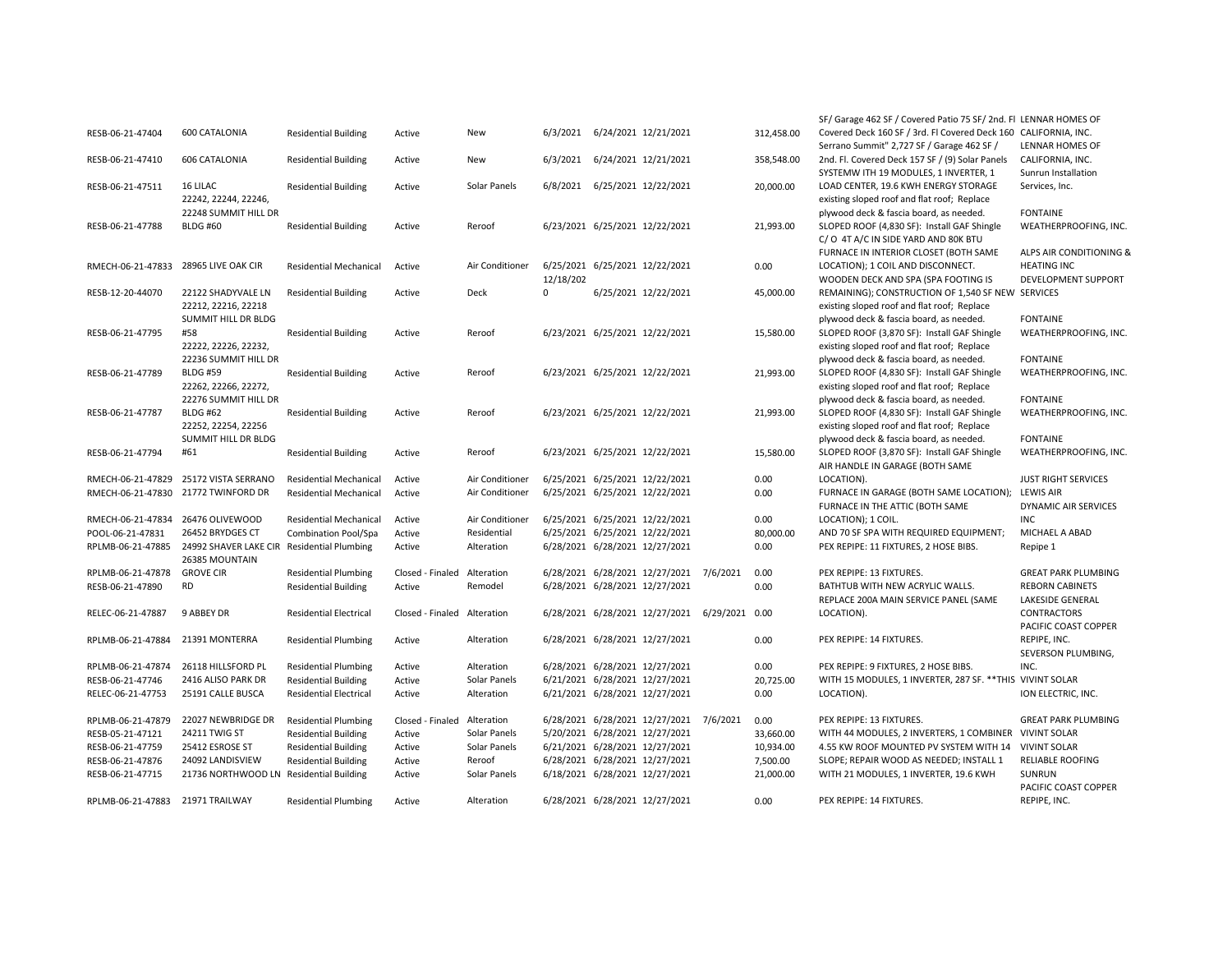| | | | | | | | | | | | |
|---|---|---|---|---|---|---|---|---|---|---|---|
| RESB-06-21-47404 | 600 CATALONIA | Residential Building | Active | New | 6/3/2021 | 6/24/2021 | 12/21/2021 | | 312,458.00 | SF/ Garage 462 SF / Covered Patio 75 SF/ 2nd. Fl Covered Deck 160 SF / 3rd. Fl Covered Deck 160 | LENNAR HOMES OF CALIFORNIA, INC. |
| RESB-06-21-47410 | 606 CATALONIA | Residential Building | Active | New | 6/3/2021 | 6/24/2021 | 12/21/2021 | | 358,548.00 | Serrano Summit" 2,727 SF / Garage 462 SF / 2nd. Fl. Covered Deck 157 SF / (9) Solar Panels | LENNAR HOMES OF CALIFORNIA, INC. |
| RESB-06-21-47511 | 16 LILAC | Residential Building | Active | Solar Panels | 6/8/2021 | 6/25/2021 | 12/22/2021 | | 20,000.00 | SYSTEMW ITH 19 MODULES, 1 INVERTER, 1 LOAD CENTER, 19.6 KWH ENERGY STORAGE | Sunrun Installation Services, Inc. |
| RESB-06-21-47788 | 22242, 22244, 22246, 22248 SUMMIT HILL DR BLDG #60 | Residential Building | Active | Reroof | 6/23/2021 | 6/25/2021 | 12/22/2021 | | 21,993.00 | existing sloped roof and flat roof; Replace plywood deck & fascia board, as needed. SLOPED ROOF (4,830 SF): Install GAF Shingle | FONTAINE WEATHERPROOFING, INC. |
| RMECH-06-21-47833 | 28965 LIVE OAK CIR | Residential Mechanical | Active | Air Conditioner | 6/25/2021 | 6/25/2021 | 12/22/2021 | | 0.00 | C/ O 4T A/C IN SIDE YARD AND 80K BTU FURNACE IN INTERIOR CLOSET (BOTH SAME LOCATION); 1 COIL AND DISCONNECT. | ALPS AIR CONDITIONING & HEATING INC |
| RESB-12-20-44070 | 22122 SHADYVALE LN | Residential Building | Active | Deck | 12/18/2020 | 6/25/2021 | 12/22/2021 | | 45,000.00 | WOODEN DECK AND SPA (SPA FOOTING IS REMAINING); CONSTRUCTION OF 1,540 SF NEW | DEVELOPMENT SUPPORT SERVICES |
| RESB-06-21-47795 | 22212, 22216, 22218 SUMMIT HILL DR BLDG #58 | Residential Building | Active | Reroof | 6/23/2021 | 6/25/2021 | 12/22/2021 | | 15,580.00 | existing sloped roof and flat roof; Replace plywood deck & fascia board, as needed. SLOPED ROOF (3,870 SF): Install GAF Shingle | FONTAINE WEATHERPROOFING, INC. |
| RESB-06-21-47789 | 22222, 22226, 22232, 22236 SUMMIT HILL DR BLDG #59 | Residential Building | Active | Reroof | 6/23/2021 | 6/25/2021 | 12/22/2021 | | 21,993.00 | existing sloped roof and flat roof; Replace plywood deck & fascia board, as needed. SLOPED ROOF (4,830 SF): Install GAF Shingle | FONTAINE WEATHERPROOFING, INC. |
| RESB-06-21-47787 | 22262, 22266, 22272, 22276 SUMMIT HILL DR BLDG #62 | Residential Building | Active | Reroof | 6/23/2021 | 6/25/2021 | 12/22/2021 | | 21,993.00 | existing sloped roof and flat roof; Replace plywood deck & fascia board, as needed. SLOPED ROOF (4,830 SF): Install GAF Shingle | FONTAINE WEATHERPROOFING, INC. |
| RESB-06-21-47794 | 22252, 22254, 22256 SUMMIT HILL DR BLDG #61 | Residential Building | Active | Reroof | 6/23/2021 | 6/25/2021 | 12/22/2021 | | 15,580.00 | existing sloped roof and flat roof; Replace plywood deck & fascia board, as needed. SLOPED ROOF (3,870 SF): Install GAF Shingle | FONTAINE WEATHERPROOFING, INC. |
| RMECH-06-21-47829 | 25172 VISTA SERRANO | Residential Mechanical | Active | Air Conditioner | 6/25/2021 | 6/25/2021 | 12/22/2021 | | 0.00 | AIR HANDLE IN GARAGE (BOTH SAME LOCATION). | JUST RIGHT SERVICES |
| RMECH-06-21-47830 | 21772 TWINFORD DR | Residential Mechanical | Active | Air Conditioner | 6/25/2021 | 6/25/2021 | 12/22/2021 | | 0.00 | FURNACE IN GARAGE (BOTH SAME LOCATION); | LEWIS AIR |
| RMECH-06-21-47834 | 26476 OLIVEWOOD | Residential Mechanical | Active | Air Conditioner | 6/25/2021 | 6/25/2021 | 12/22/2021 | | 0.00 | FURNACE IN THE ATTIC (BOTH SAME LOCATION); 1 COIL. | DYNAMIC AIR SERVICES INC |
| POOL-06-21-47831 | 26452 BRYDGES CT | Combination Pool/Spa | Active | Residential | 6/25/2021 | 6/25/2021 | 12/22/2021 | | 80,000.00 | AND 70 SF SPA WITH REQUIRED EQUIPMENT; | MICHAEL A ABAD |
| RPLMB-06-21-47885 | 24992 SHAVER LAKE CIR | Residential Plumbing | Active | Alteration | 6/28/2021 | 6/28/2021 | 12/27/2021 | | 0.00 | PEX REPIPE: 11 FIXTURES, 2 HOSE BIBS. | Repipe 1 |
| RPLMB-06-21-47878 | 26385 MOUNTAIN GROVE CIR | Residential Plumbing | Closed - Finaled | Alteration | 6/28/2021 | 6/28/2021 | 12/27/2021 | 7/6/2021 | 0.00 | PEX REPIPE: 13 FIXTURES. | GREAT PARK PLUMBING |
| RESB-06-21-47890 | RD | Residential Building | Active | Remodel | 6/28/2021 | 6/28/2021 | 12/27/2021 | | 0.00 | BATHTUB WITH NEW ACRYLIC WALLS. | REBORN CABINETS |
| RELEC-06-21-47887 | 9 ABBEY DR | Residential Electrical | Closed - Finaled | Alteration | 6/28/2021 | 6/28/2021 | 12/27/2021 | 6/29/2021 | 0.00 | REPLACE 200A MAIN SERVICE PANEL (SAME LOCATION). | LAKESIDE GENERAL CONTRACTORS |
| RPLMB-06-21-47884 | 21391 MONTERRA | Residential Plumbing | Active | Alteration | 6/28/2021 | 6/28/2021 | 12/27/2021 | | 0.00 | PEX REPIPE: 14 FIXTURES. | PACIFIC COAST COPPER REPIPE, INC. |
| RPLMB-06-21-47874 | 26118 HILLSFORD PL | Residential Plumbing | Active | Alteration | 6/28/2021 | 6/28/2021 | 12/27/2021 | | 0.00 | PEX REPIPE: 9 FIXTURES, 2 HOSE BIBS. | SEVERSON PLUMBING, INC. |
| RESB-06-21-47746 | 2416 ALISO PARK DR | Residential Building | Active | Solar Panels | 6/21/2021 | 6/28/2021 | 12/27/2021 | | 20,725.00 | WITH 15 MODULES, 1 INVERTER, 287 SF. **THIS | VIVINT SOLAR |
| RELEC-06-21-47753 | 25191 CALLE BUSCA | Residential Electrical | Active | Alteration | 6/21/2021 | 6/28/2021 | 12/27/2021 | | 0.00 | LOCATION). | ION ELECTRIC, INC. |
| RPLMB-06-21-47879 | 22027 NEWBRIDGE DR | Residential Plumbing | Closed - Finaled | Alteration | 6/28/2021 | 6/28/2021 | 12/27/2021 | 7/6/2021 | 0.00 | PEX REPIPE: 13 FIXTURES. | GREAT PARK PLUMBING |
| RESB-05-21-47121 | 24211 TWIG ST | Residential Building | Active | Solar Panels | 5/20/2021 | 6/28/2021 | 12/27/2021 | | 33,660.00 | WITH 44 MODULES, 2 INVERTERS, 1 COMBINER | VIVINT SOLAR |
| RESB-06-21-47759 | 25412 ESROSE ST | Residential Building | Active | Solar Panels | 6/21/2021 | 6/28/2021 | 12/27/2021 | | 10,934.00 | 4.55 KW ROOF MOUNTED PV SYSTEM WITH 14 | VIVINT SOLAR |
| RESB-06-21-47876 | 24092 LANDISVIEW | Residential Building | Active | Reroof | 6/28/2021 | 6/28/2021 | 12/27/2021 | | 7,500.00 | SLOPE; REPAIR WOOD AS NEEDED; INSTALL 1 | RELIABLE ROOFING |
| RESB-06-21-47715 | 21736 NORTHWOOD LN | Residential Building | Active | Solar Panels | 6/18/2021 | 6/28/2021 | 12/27/2021 | | 21,000.00 | WITH 21 MODULES, 1 INVERTER, 19.6 KWH | SUNRUN |
| RPLMB-06-21-47883 | 21971 TRAILWAY | Residential Plumbing | Active | Alteration | 6/28/2021 | 6/28/2021 | 12/27/2021 | | 0.00 | PEX REPIPE: 14 FIXTURES. | PACIFIC COAST COPPER REPIPE, INC. |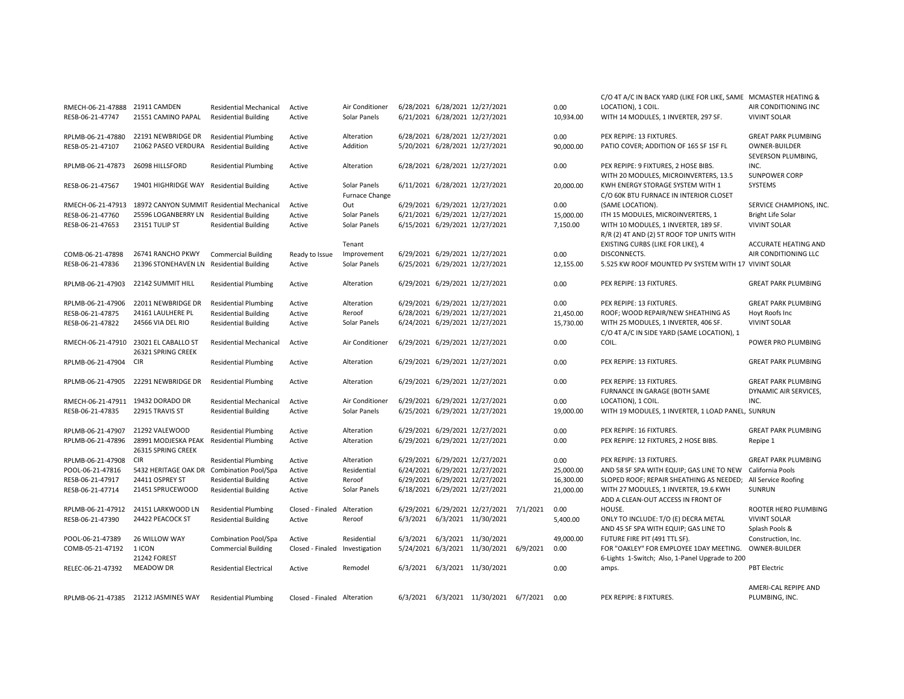| | | | | | | | | | | | |
|---|---|---|---|---|---|---|---|---|---|---|---|
| RMECH-06-21-47888 | 21911 CAMDEN | Residential Mechanical | Active | Air Conditioner | 6/28/2021 | 6/28/2021 | 12/27/2021 | | 0.00 | C/O 4T A/C IN BACK YARD (LIKE FOR LIKE, SAME LOCATION), 1 COIL. | MCMASTER HEATING & AIR CONDITIONING INC |
| RESB-06-21-47747 | 21551 CAMINO PAPAL | Residential Building | Active | Solar Panels | 6/21/2021 | 6/28/2021 | 12/27/2021 | | 10,934.00 | WITH 14 MODULES, 1 INVERTER, 297 SF. | VIVINT SOLAR |
| RPLMB-06-21-47880 | 22191 NEWBRIDGE DR | Residential Plumbing | Active | Alteration | 6/28/2021 | 6/28/2021 | 12/27/2021 | | 0.00 | PEX REPIPE: 13 FIXTURES. | GREAT PARK PLUMBING |
| RESB-05-21-47107 | 21062 PASEO VERDURA | Residential Building | Active | Addition | 5/20/2021 | 6/28/2021 | 12/27/2021 | | 90,000.00 | PATIO COVER; ADDITION OF 165 SF 1SF FL | OWNER-BUILDER |
| RPLMB-06-21-47873 | 26098 HILLSFORD | Residential Plumbing | Active | Alteration | 6/28/2021 | 6/28/2021 | 12/27/2021 | | 0.00 | PEX REPIPE: 9 FIXTURES, 2 HOSE BIBS. | SEVERSON PLUMBING, INC. |
| RESB-06-21-47567 | 19401 HIGHRIDGE WAY | Residential Building | Active | Solar Panels | 6/11/2021 | 6/28/2021 | 12/27/2021 | | 20,000.00 | WITH 20 MODULES, MICROINVERTERS, 13.5 KWH ENERGY STORAGE SYSTEM WITH 1 | SUNPOWER CORP SYSTEMS |
| RMECH-06-21-47913 | 18972 CANYON SUMMIT | Residential Mechanical | Active | Furnace Change Out | 6/29/2021 | 6/29/2021 | 12/27/2021 | | 0.00 | C/O 60K BTU FURNACE IN INTERIOR CLOSET (SAME LOCATION). | SERVICE CHAMPIONS, INC. |
| RESB-06-21-47760 | 25596 LOGANBERRY LN | Residential Building | Active | Solar Panels | 6/21/2021 | 6/29/2021 | 12/27/2021 | | 15,000.00 | ITH 15 MODULES, MICROINVERTERS, 1 | Bright Life Solar |
| RESB-06-21-47653 | 23151 TULIP ST | Residential Building | Active | Solar Panels | 6/15/2021 | 6/29/2021 | 12/27/2021 | | 7,150.00 | WITH 10 MODULES, 1 INVERTER, 189 SF. | VIVINT SOLAR |
| COMB-06-21-47898 | 26741 RANCHO PKWY | Commercial Building | Ready to Issue | Tenant Improvement | 6/29/2021 | 6/29/2021 | 12/27/2021 | | 0.00 | R/R (2) 4T AND (2) 5T ROOF TOP UNITS WITH EXISTING CURBS (LIKE FOR LIKE), 4 DISCONNECTS. | ACCURATE HEATING AND AIR CONDITIONING LLC |
| RESB-06-21-47836 | 21396 STONEHAVEN LN | Residential Building | Active | Solar Panels | 6/25/2021 | 6/29/2021 | 12/27/2021 | | 12,155.00 | 5.525 KW ROOF MOUNTED PV SYSTEM WITH 17 | VIVINT SOLAR |
| RPLMB-06-21-47903 | 22142 SUMMIT HILL | Residential Plumbing | Active | Alteration | 6/29/2021 | 6/29/2021 | 12/27/2021 | | 0.00 | PEX REPIPE: 13 FIXTURES. | GREAT PARK PLUMBING |
| RPLMB-06-21-47906 | 22011 NEWBRIDGE DR | Residential Plumbing | Active | Alteration | 6/29/2021 | 6/29/2021 | 12/27/2021 | | 0.00 | PEX REPIPE: 13 FIXTURES. | GREAT PARK PLUMBING |
| RESB-06-21-47875 | 24161 LAULHERE PL | Residential Building | Active | Reroof | 6/28/2021 | 6/29/2021 | 12/27/2021 | | 21,450.00 | ROOF; WOOD REPAIR/NEW SHEATHING AS | Hoyt Roofs Inc |
| RESB-06-21-47822 | 24566 VIA DEL RIO | Residential Building | Active | Solar Panels | 6/24/2021 | 6/29/2021 | 12/27/2021 | | 15,730.00 | WITH 25 MODULES, 1 INVERTER, 406 SF. | VIVINT SOLAR |
| RMECH-06-21-47910 | 23021 EL CABALLO ST | Residential Mechanical | Active | Air Conditioner | 6/29/2021 | 6/29/2021 | 12/27/2021 | | 0.00 | C/O 4T A/C IN SIDE YARD (SAME LOCATION), 1 COIL. | POWER PRO PLUMBING |
| RPLMB-06-21-47904 | 26321 SPRING CREEK CIR | Residential Plumbing | Active | Alteration | 6/29/2021 | 6/29/2021 | 12/27/2021 | | 0.00 | PEX REPIPE: 13 FIXTURES. | GREAT PARK PLUMBING |
| RPLMB-06-21-47905 | 22291 NEWBRIDGE DR | Residential Plumbing | Active | Alteration | 6/29/2021 | 6/29/2021 | 12/27/2021 | | 0.00 | PEX REPIPE: 13 FIXTURES. | GREAT PARK PLUMBING |
| RMECH-06-21-47911 | 19432 DORADO DR | Residential Mechanical | Active | Air Conditioner | 6/29/2021 | 6/29/2021 | 12/27/2021 | | 0.00 | FURNACE IN GARAGE (BOTH SAME LOCATION), 1 COIL. | DYNAMIC AIR SERVICES, INC. |
| RESB-06-21-47835 | 22915 TRAVIS ST | Residential Building | Active | Solar Panels | 6/25/2021 | 6/29/2021 | 12/27/2021 | | 19,000.00 | WITH 19 MODULES, 1 INVERTER, 1 LOAD PANEL, | SUNRUN |
| RPLMB-06-21-47907 | 21292 VALEWOOD | Residential Plumbing | Active | Alteration | 6/29/2021 | 6/29/2021 | 12/27/2021 | | 0.00 | PEX REPIPE: 16 FIXTURES. | GREAT PARK PLUMBING |
| RPLMB-06-21-47896 | 28991 MODJESKA PEAK | Residential Plumbing | Active | Alteration | 6/29/2021 | 6/29/2021 | 12/27/2021 | | 0.00 | PEX REPIPE: 12 FIXTURES, 2 HOSE BIBS. | Repipe 1 |
| RPLMB-06-21-47908 | 26315 SPRING CREEK CIR | Residential Plumbing | Active | Alteration | 6/29/2021 | 6/29/2021 | 12/27/2021 | | 0.00 | PEX REPIPE: 13 FIXTURES. | GREAT PARK PLUMBING |
| POOL-06-21-47816 | 5432 HERITAGE OAK DR | Combination Pool/Spa | Active | Residential | 6/24/2021 | 6/29/2021 | 12/27/2021 | | 25,000.00 | AND 58 SF SPA WITH EQUIP; GAS LINE TO NEW | California Pools |
| RESB-06-21-47917 | 24411 OSPREY ST | Residential Building | Active | Reroof | 6/29/2021 | 6/29/2021 | 12/27/2021 | | 16,300.00 | SLOPED ROOF; REPAIR SHEATHING AS NEEDED; | All Service Roofing |
| RESB-06-21-47714 | 21451 SPRUCEWOOD | Residential Building | Active | Solar Panels | 6/18/2021 | 6/29/2021 | 12/27/2021 | | 21,000.00 | WITH 27 MODULES, 1 INVERTER, 19.6 KWH | SUNRUN |
| RPLMB-06-21-47912 | 24151 LARKWOOD LN | Residential Plumbing | Closed - Finaled | Alteration | 6/29/2021 | 6/29/2021 | 12/27/2021 | 7/1/2021 | 0.00 | ADD A CLEAN-OUT ACCESS IN FRONT OF HOUSE. | ROOTER HERO PLUMBING |
| RESB-06-21-47390 | 24422 PEACOCK ST | Residential Building | Active | Reroof | 6/3/2021 | 6/3/2021 | 11/30/2021 | | 5,400.00 | ONLY TO INCLUDE: T/O (E) DECRA METAL | VIVINT SOLAR |
| POOL-06-21-47389 | 26 WILLOW WAY | Combination Pool/Spa | Active | Residential | 6/3/2021 | 6/3/2021 | 11/30/2021 | | 49,000.00 | AND 45 SF SPA WITH EQUIP; GAS LINE TO FUTURE FIRE PIT (491 TTL SF). | Splash Pools & Construction, Inc. |
| COMB-05-21-47192 | 1 ICON | Commercial Building | Closed - Finaled | Investigation | 5/24/2021 | 6/3/2021 | 11/30/2021 | 6/9/2021 | 0.00 | FOR "OAKLEY" FOR EMPLOYEE 1DAY MEETING. | OWNER-BUILDER |
| RELEC-06-21-47392 | 21242 FOREST MEADOW DR | Residential Electrical | Active | Remodel | 6/3/2021 | 6/3/2021 | 11/30/2021 | | 0.00 | 6-Lights 1-Switch; Also, 1-Panel Upgrade to 200 amps. | PBT Electric |
| RPLMB-06-21-47385 | 21212 JASMINES WAY | Residential Plumbing | Closed - Finaled | Alteration | 6/3/2021 | 6/3/2021 | 11/30/2021 | 6/7/2021 | 0.00 | PEX REPIPE: 8 FIXTURES. | AMERI-CAL REPIPE AND PLUMBING, INC. |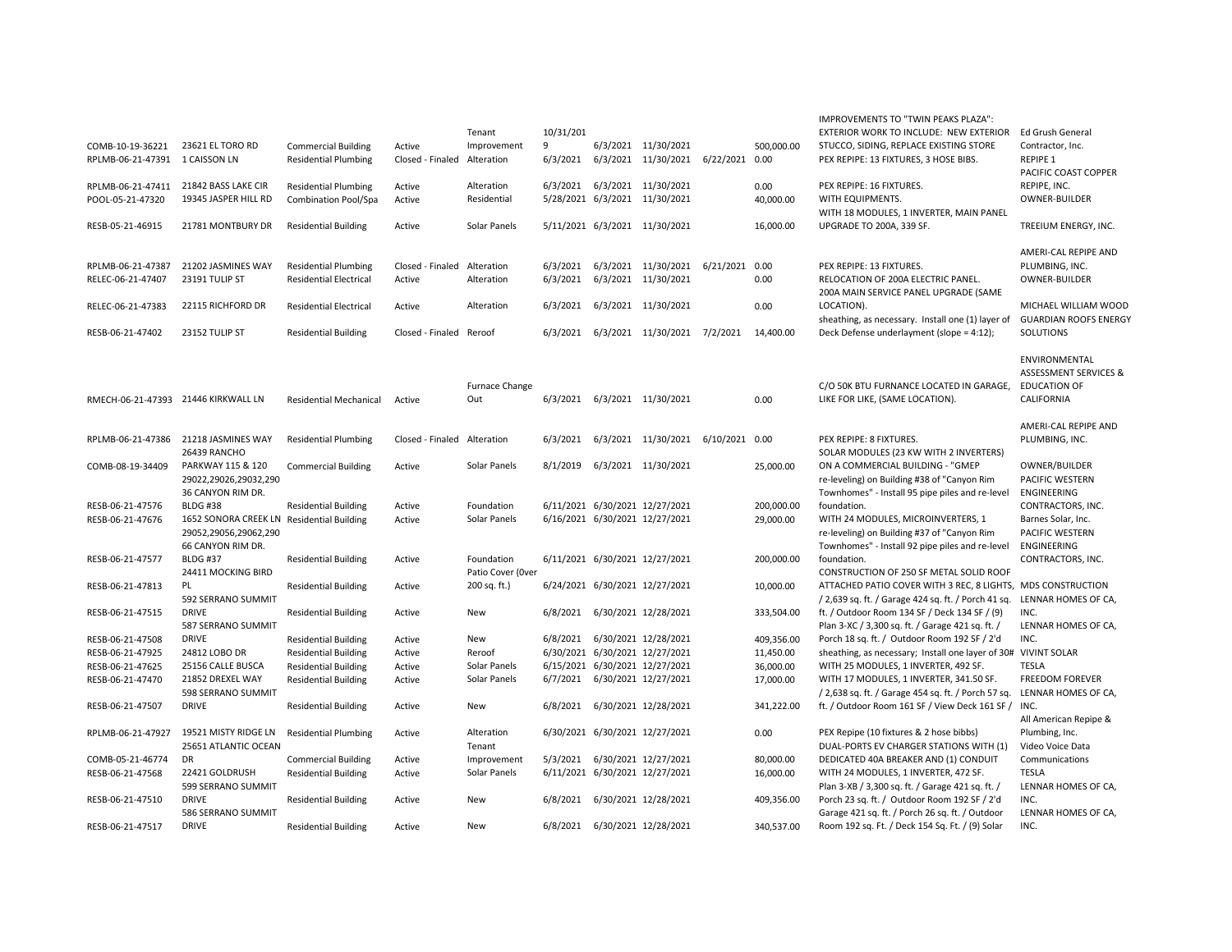| | | | | | | | | | | | |
|---|---|---|---|---|---|---|---|---|---|---|---|
| COMB-10-19-36221 | 23621 EL TORO RD | Commercial Building | Active | Tenant Improvement | 10/31/2019 | 6/3/2021 | 11/30/2021 | | 500,000.00 | IMPROVEMENTS TO "TWIN PEAKS PLAZA": EXTERIOR WORK TO INCLUDE: NEW EXTERIOR STUCCO, SIDING, REPLACE EXISTING STORE | Ed Grush General Contractor, Inc. |
| RPLMB-06-21-47391 | 1 CAISSON LN | Residential Plumbing | Closed - Finaled | Alteration | 6/3/2021 | 6/3/2021 | 11/30/2021 | 6/22/2021 | 0.00 | PEX REPIPE: 13 FIXTURES, 3 HOSE BIBS. | REPIPE 1 |
| RPLMB-06-21-47411 | 21842 BASS LAKE CIR | Residential Plumbing | Active | Alteration | 6/3/2021 | 6/3/2021 | 11/30/2021 | | 0.00 | PEX REPIPE: 16 FIXTURES. | PACIFIC COAST COPPER REPIPE, INC. |
| POOL-05-21-47320 | 19345 JASPER HILL RD | Combination Pool/Spa | Active | Residential | 5/28/2021 | 6/3/2021 | 11/30/2021 | | 40,000.00 | WITH EQUIPMENTS. | OWNER-BUILDER |
| RESB-05-21-46915 | 21781 MONTBURY DR | Residential Building | Active | Solar Panels | 5/11/2021 | 6/3/2021 | 11/30/2021 | | 16,000.00 | WITH 18 MODULES, 1 INVERTER, MAIN PANEL UPGRADE TO 200A, 339 SF. | TREEIUM ENERGY, INC. |
| RPLMB-06-21-47387 | 21202 JASMINES WAY | Residential Plumbing | Closed - Finaled | Alteration | 6/3/2021 | 6/3/2021 | 11/30/2021 | 6/21/2021 | 0.00 | PEX REPIPE: 13 FIXTURES. | AMERI-CAL REPIPE AND PLUMBING, INC. |
| RELEC-06-21-47407 | 23191 TULIP ST | Residential Electrical | Active | Alteration | 6/3/2021 | 6/3/2021 | 11/30/2021 | | 0.00 | RELOCATION OF 200A ELECTRIC PANEL. | OWNER-BUILDER |
| RELEC-06-21-47383 | 22115 RICHFORD DR | Residential Electrical | Active | Alteration | 6/3/2021 | 6/3/2021 | 11/30/2021 | | 0.00 | 200A MAIN SERVICE PANEL UPGRADE (SAME LOCATION). | MICHAEL WILLIAM WOOD |
| RESB-06-21-47402 | 23152 TULIP ST | Residential Building | Closed - Finaled | Reroof | 6/3/2021 | 6/3/2021 | 11/30/2021 | 7/2/2021 | 14,400.00 | sheathing, as necessary. Install one (1) layer of Deck Defense underlayment (slope = 4:12); | GUARDIAN ROOFS ENERGY SOLUTIONS |
| RMECH-06-21-47393 | 21446 KIRKWALL LN | Residential Mechanical | Active | Furnace Change Out | 6/3/2021 | 6/3/2021 | 11/30/2021 | | 0.00 | C/O 50K BTU FURNACE LOCATED IN GARAGE, LIKE FOR LIKE, (SAME LOCATION). | ENVIRONMENTAL ASSESSMENT SERVICES & EDUCATION OF CALIFORNIA |
| RPLMB-06-21-47386 | 21218 JASMINES WAY | Residential Plumbing | Closed - Finaled | Alteration | 6/3/2021 | 6/3/2021 | 11/30/2021 | 6/10/2021 | 0.00 | PEX REPIPE: 8 FIXTURES. | AMERI-CAL REPIPE AND PLUMBING, INC. |
| COMB-08-19-34409 | 26439 RANCHO PARKWAY 115 & 120 | Commercial Building | Active | Solar Panels | 8/1/2019 | 6/3/2021 | 11/30/2021 | | 25,000.00 | SOLAR MODULES (23 KW WITH 2 INVERTERS) ON A COMMERCIAL BUILDING - "GMEP | OWNER/BUILDER |
| RESB-06-21-47576 | 29022,29026,29032,29036 CANYON RIM DR. BLDG #38 | Residential Building | Active | Foundation | 6/11/2021 | 6/30/2021 | 12/27/2021 | | 200,000.00 | re-leveling) on Building #38 of "Canyon Rim Townhomes" - Install 95 pipe piles and re-level foundation. | PACIFIC WESTERN ENGINEERING CONTRACTORS, INC. |
| RESB-06-21-47676 | 1652 SONORA CREEK LN | Residential Building | Active | Solar Panels | 6/16/2021 | 6/30/2021 | 12/27/2021 | | 29,000.00 | WITH 24 MODULES, MICROINVERTERS, 1 | Barnes Solar, Inc. |
| RESB-06-21-47577 | 29052,29056,29062,29066 CANYON RIM DR. BLDG #37 | Residential Building | Active | Foundation | 6/11/2021 | 6/30/2021 | 12/27/2021 | | 200,000.00 | re-leveling) on Building #37 of "Canyon Rim Townhomes" - Install 92 pipe piles and re-level foundation. | PACIFIC WESTERN ENGINEERING CONTRACTORS, INC. |
| RESB-06-21-47813 | 24411 MOCKING BIRD PL | Residential Building | Active | Patio Cover (Over 200 sq. ft.) | 6/24/2021 | 6/30/2021 | 12/27/2021 | | 10,000.00 | CONSTRUCTION OF 250 SF METAL SOLID ROOF ATTACHED PATIO COVER WITH 3 REC, 8 LIGHTS, | MDS CONSTRUCTION |
| RESB-06-21-47515 | 592 SERRANO SUMMIT DRIVE | Residential Building | Active | New | 6/8/2021 | 6/30/2021 | 12/28/2021 | | 333,504.00 | / 2,639 sq. ft. / Garage 424 sq. ft. / Porch 41 sq. ft. / Outdoor Room 134 SF / Deck 134 SF / (9) | LENNAR HOMES OF CA, INC. |
| RESB-06-21-47508 | 587 SERRANO SUMMIT DRIVE | Residential Building | Active | New | 6/8/2021 | 6/30/2021 | 12/28/2021 | | 409,356.00 | Plan 3-XC / 3,300 sq. ft. / Garage 421 sq. ft. / Porch 18 sq. ft. / Outdoor Room 192 SF / 2'd | LENNAR HOMES OF CA, INC. |
| RESB-06-21-47925 | 24812 LOBO DR | Residential Building | Active | Reroof | 6/30/2021 | 6/30/2021 | 12/27/2021 | | 11,450.00 | sheathing, as necessary; Install one layer of 30# | VIVINT SOLAR |
| RESB-06-21-47625 | 25156 CALLE BUSCA | Residential Building | Active | Solar Panels | 6/15/2021 | 6/30/2021 | 12/27/2021 | | 36,000.00 | WITH 25 MODULES, 1 INVERTER, 492 SF. | TESLA |
| RESB-06-21-47470 | 21852 DREXEL WAY | Residential Building | Active | Solar Panels | 6/7/2021 | 6/30/2021 | 12/27/2021 | | 17,000.00 | WITH 17 MODULES, 1 INVERTER, 341.50 SF. | FREEDOM FOREVER |
| RESB-06-21-47507 | 598 SERRANO SUMMIT DRIVE | Residential Building | Active | New | 6/8/2021 | 6/30/2021 | 12/28/2021 | | 341,222.00 | / 2,638 sq. ft. / Garage 454 sq. ft. / Porch 57 sq. ft. / Outdoor Room 161 SF / View Deck 161 SF / | LENNAR HOMES OF CA, INC. |
| RPLMB-06-21-47927 | 19521 MISTY RIDGE LN | Residential Plumbing | Active | Alteration | 6/30/2021 | 6/30/2021 | 12/27/2021 | | 0.00 | PEX Repipe (10 fixtures & 2 hose bibbs) | All American Repipe & Plumbing, Inc. |
| COMB-05-21-46774 | 25651 ATLANTIC OCEAN DR | Commercial Building | Active | Tenant Improvement | 5/3/2021 | 6/30/2021 | 12/27/2021 | | 80,000.00 | DUAL-PORTS EV CHARGER STATIONS WITH (1) DEDICATED 40A BREAKER AND (1) CONDUIT | Video Voice Data Communications |
| RESB-06-21-47568 | 22421 GOLDRUSH | Residential Building | Active | Solar Panels | 6/11/2021 | 6/30/2021 | 12/27/2021 | | 16,000.00 | WITH 24 MODULES, 1 INVERTER, 472 SF. | TESLA |
| RESB-06-21-47510 | 599 SERRANO SUMMIT DRIVE | Residential Building | Active | New | 6/8/2021 | 6/30/2021 | 12/28/2021 | | 409,356.00 | Plan 3-XB / 3,300 sq. ft. / Garage 421 sq. ft. / Porch 23 sq. ft. / Outdoor Room 192 SF / 2'd | LENNAR HOMES OF CA, INC. |
| RESB-06-21-47517 | 586 SERRANO SUMMIT DRIVE | Residential Building | Active | New | 6/8/2021 | 6/30/2021 | 12/28/2021 | | 340,537.00 | Garage 421 sq. ft. / Porch 26 sq. ft. / Outdoor Room 192 sq. Ft. / Deck 154 Sq. Ft. / (9) Solar | LENNAR HOMES OF CA, INC. |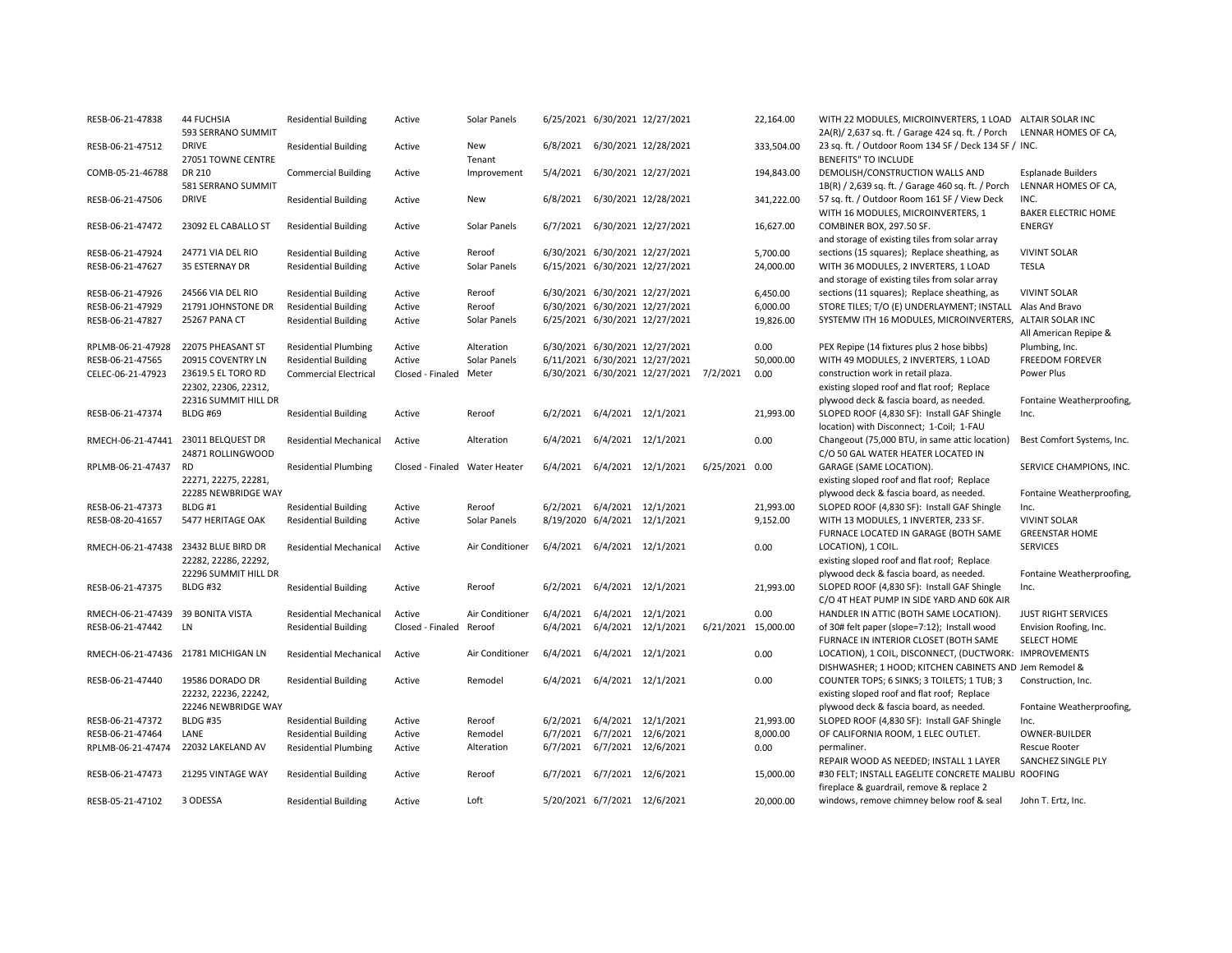| | | | | | | | | | | | |
|---|---|---|---|---|---|---|---|---|---|---|---|
| RESB-06-21-47838 | 44 FUCHSIA | Residential Building | Active | Solar Panels | 6/25/2021 | 6/30/2021 | 12/27/2021 | | 22,164.00 | WITH 22 MODULES, MICROINVERTERS, 1 LOAD | ALTAIR SOLAR INC |
| RESB-06-21-47512 | 593 SERRANO SUMMIT DRIVE | Residential Building | Active | New | 6/8/2021 | 6/30/2021 | 12/28/2021 | | 333,504.00 | 2A(R)/ 2,637 sq. ft. / Garage 424 sq. ft. / Porch 23 sq. ft. / Outdoor Room 134 SF / Deck 134 SF / | LENNAR HOMES OF CA, INC. |
| COMB-05-21-46788 | 27051 TOWNE CENTRE DR 210 | Commercial Building | Active | Tenant Improvement | 5/4/2021 | 6/30/2021 | 12/27/2021 | | 194,843.00 | BENEFITS" TO INCLUDE DEMOLISH/CONSTRUCTION WALLS AND | Esplanade Builders |
| RESB-06-21-47506 | 581 SERRANO SUMMIT DRIVE | Residential Building | Active | New | 6/8/2021 | 6/30/2021 | 12/28/2021 | | 341,222.00 | 1B(R) / 2,639 sq. ft. / Garage 460 sq. ft. / Porch 57 sq. ft. / Outdoor Room 161 SF / View Deck | LENNAR HOMES OF CA, INC. |
| RESB-06-21-47472 | 23092 EL CABALLO ST | Residential Building | Active | Solar Panels | 6/7/2021 | 6/30/2021 | 12/27/2021 | | 16,627.00 | WITH 16 MODULES, MICROINVERTERS, 1 COMBINER BOX, 297.50 SF. | BAKER ELECTRIC HOME ENERGY |
| RESB-06-21-47924 | 24771 VIA DEL RIO | Residential Building | Active | Reroof | 6/30/2021 | 6/30/2021 | 12/27/2021 | | 5,700.00 | and storage of existing tiles from solar array sections (15 squares); Replace sheathing, as | VIVINT SOLAR |
| RESB-06-21-47627 | 35 ESTERNAY DR | Residential Building | Active | Solar Panels | 6/15/2021 | 6/30/2021 | 12/27/2021 | | 24,000.00 | WITH 36 MODULES, 2 INVERTERS, 1 LOAD | TESLA |
| RESB-06-21-47926 | 24566 VIA DEL RIO | Residential Building | Active | Reroof | 6/30/2021 | 6/30/2021 | 12/27/2021 | | 6,450.00 | and storage of existing tiles from solar array sections (11 squares); Replace sheathing, as | VIVINT SOLAR |
| RESB-06-21-47929 | 21791 JOHNSTONE DR | Residential Building | Active | Reroof | 6/30/2021 | 6/30/2021 | 12/27/2021 | | 6,000.00 | STORE TILES; T/O (E) UNDERLAYMENT; INSTALL | Alas And Bravo |
| RESB-06-21-47827 | 25267 PANA CT | Residential Building | Active | Solar Panels | 6/25/2021 | 6/30/2021 | 12/27/2021 | | 19,826.00 | SYSTEMW ITH 16 MODULES, MICROINVERTERS, | ALTAIR SOLAR INC |
| RPLMB-06-21-47928 | 22075 PHEASANT ST | Residential Plumbing | Active | Alteration | 6/30/2021 | 6/30/2021 | 12/27/2021 | | 0.00 | PEX Repipe (14 fixtures plus 2 hose bibbs) | All American Repipe & Plumbing, Inc. |
| RESB-06-21-47565 | 20915 COVENTRY LN | Residential Building | Active | Solar Panels | 6/11/2021 | 6/30/2021 | 12/27/2021 | | 50,000.00 | WITH 49 MODULES, 2 INVERTERS, 1 LOAD | FREEDOM FOREVER |
| CELEC-06-21-47923 | 23619.5 EL TORO RD | Commercial Electrical | Closed - Finaled | Meter | 6/30/2021 | 6/30/2021 | 12/27/2021 | 7/2/2021 | 0.00 | construction work in retail plaza. | Power Plus |
| RESB-06-21-47374 | 22302, 22306, 22312, 22316 SUMMIT HILL DR BLDG #69 | Residential Building | Active | Reroof | 6/2/2021 | 6/4/2021 | 12/1/2021 | | 21,993.00 | existing sloped roof and flat roof; Replace plywood deck & fascia board, as needed. SLOPED ROOF (4,830 SF): Install GAF Shingle | Fontaine Weatherproofing, Inc. |
| RMECH-06-21-47441 | 23011 BELQUEST DR | Residential Mechanical | Active | Alteration | 6/4/2021 | 6/4/2021 | 12/1/2021 | | 0.00 | location) with Disconnect; 1-Coil; 1-FAU Changeout (75,000 BTU, in same attic location) | Best Comfort Systems, Inc. |
| RPLMB-06-21-47437 | 24871 ROLLINGWOOD RD | Residential Plumbing | Closed - Finaled | Water Heater | 6/4/2021 | 6/4/2021 | 12/1/2021 | 6/25/2021 | 0.00 | C/O 50 GAL WATER HEATER LOCATED IN GARAGE (SAME LOCATION). | SERVICE CHAMPIONS, INC. |
| RESB-06-21-47373 | 22271, 22275, 22281, 22285 NEWBRIDGE WAY BLDG #1 | Residential Building | Active | Reroof | 6/2/2021 | 6/4/2021 | 12/1/2021 | | 21,993.00 | existing sloped roof and flat roof; Replace plywood deck & fascia board, as needed. SLOPED ROOF (4,830 SF): Install GAF Shingle | Fontaine Weatherproofing, Inc. |
| RESB-08-20-41657 | 5477 HERITAGE OAK | Residential Building | Active | Solar Panels | 8/19/2020 | 6/4/2021 | 12/1/2021 | | 9,152.00 | WITH 13 MODULES, 1 INVERTER, 233 SF. | VIVINT SOLAR |
| RMECH-06-21-47438 | 23432 BLUE BIRD DR | Residential Mechanical | Active | Air Conditioner | 6/4/2021 | 6/4/2021 | 12/1/2021 | | 0.00 | FURNACE LOCATED IN GARAGE (BOTH SAME LOCATION), 1 COIL. | GREENSTAR HOME SERVICES |
| RESB-06-21-47375 | 22282, 22286, 22292, 22296 SUMMIT HILL DR BLDG #32 | Residential Building | Active | Reroof | 6/2/2021 | 6/4/2021 | 12/1/2021 | | 21,993.00 | existing sloped roof and flat roof; Replace plywood deck & fascia board, as needed. SLOPED ROOF (4,830 SF): Install GAF Shingle | Fontaine Weatherproofing, Inc. |
| RMECH-06-21-47439 | 39 BONITA VISTA | Residential Mechanical | Active | Air Conditioner | 6/4/2021 | 6/4/2021 | 12/1/2021 | | 0.00 | C/O 4T HEAT PUMP IN SIDE YARD AND 60K AIR HANDLER IN ATTIC (BOTH SAME LOCATION). | JUST RIGHT SERVICES |
| RESB-06-21-47442 | LN | Residential Building | Closed - Finaled | Reroof | 6/4/2021 | 6/4/2021 | 12/1/2021 | 6/21/2021 | 15,000.00 | of 30# felt paper (slope=7:12); Install wood | Envision Roofing, Inc. |
| RMECH-06-21-47436 | 21781 MICHIGAN LN | Residential Mechanical | Active | Air Conditioner | 6/4/2021 | 6/4/2021 | 12/1/2021 | | 0.00 | FURNACE IN INTERIOR CLOSET (BOTH SAME LOCATION), 1 COIL, DISCONNECT, (DUCTWORK: | SELECT HOME IMPROVEMENTS |
| RESB-06-21-47440 | 19586 DORADO DR | Residential Building | Active | Remodel | 6/4/2021 | 6/4/2021 | 12/1/2021 | | 0.00 | DISHWASHER; 1 HOOD; KITCHEN CABINETS AND COUNTER TOPS; 6 SINKS; 3 TOILETS; 1 TUB; 3 | Jem Remodel & Construction, Inc. |
| RESB-06-21-47372 | 22232, 22236, 22242, 22246 NEWBRIDGE WAY BLDG #35 | Residential Building | Active | Reroof | 6/2/2021 | 6/4/2021 | 12/1/2021 | | 21,993.00 | existing sloped roof and flat roof; Replace plywood deck & fascia board, as needed. SLOPED ROOF (4,830 SF): Install GAF Shingle | Fontaine Weatherproofing, Inc. |
| RESB-06-21-47464 | LANE | Residential Building | Active | Remodel | 6/7/2021 | 6/7/2021 | 12/6/2021 | | 8,000.00 | OF CALIFORNIA ROOM, 1 ELEC OUTLET. | OWNER-BUILDER |
| RPLMB-06-21-47474 | 22032 LAKELAND AV | Residential Plumbing | Active | Alteration | 6/7/2021 | 6/7/2021 | 12/6/2021 | | 0.00 | permaliner. | Rescue Rooter |
| RESB-06-21-47473 | 21295 VINTAGE WAY | Residential Building | Active | Reroof | 6/7/2021 | 6/7/2021 | 12/6/2021 | | 15,000.00 | REPAIR WOOD AS NEEDED; INSTALL 1 LAYER #30 FELT; INSTALL EAGELITE CONCRETE MALIBU | SANCHEZ SINGLE PLY ROOFING |
| RESB-05-21-47102 | 3 ODESSA | Residential Building | Active | Loft | 5/20/2021 | 6/7/2021 | 12/6/2021 | | 20,000.00 | fireplace & guardrail, remove & replace 2 windows, remove chimney below roof & seal | John T. Ertz, Inc. |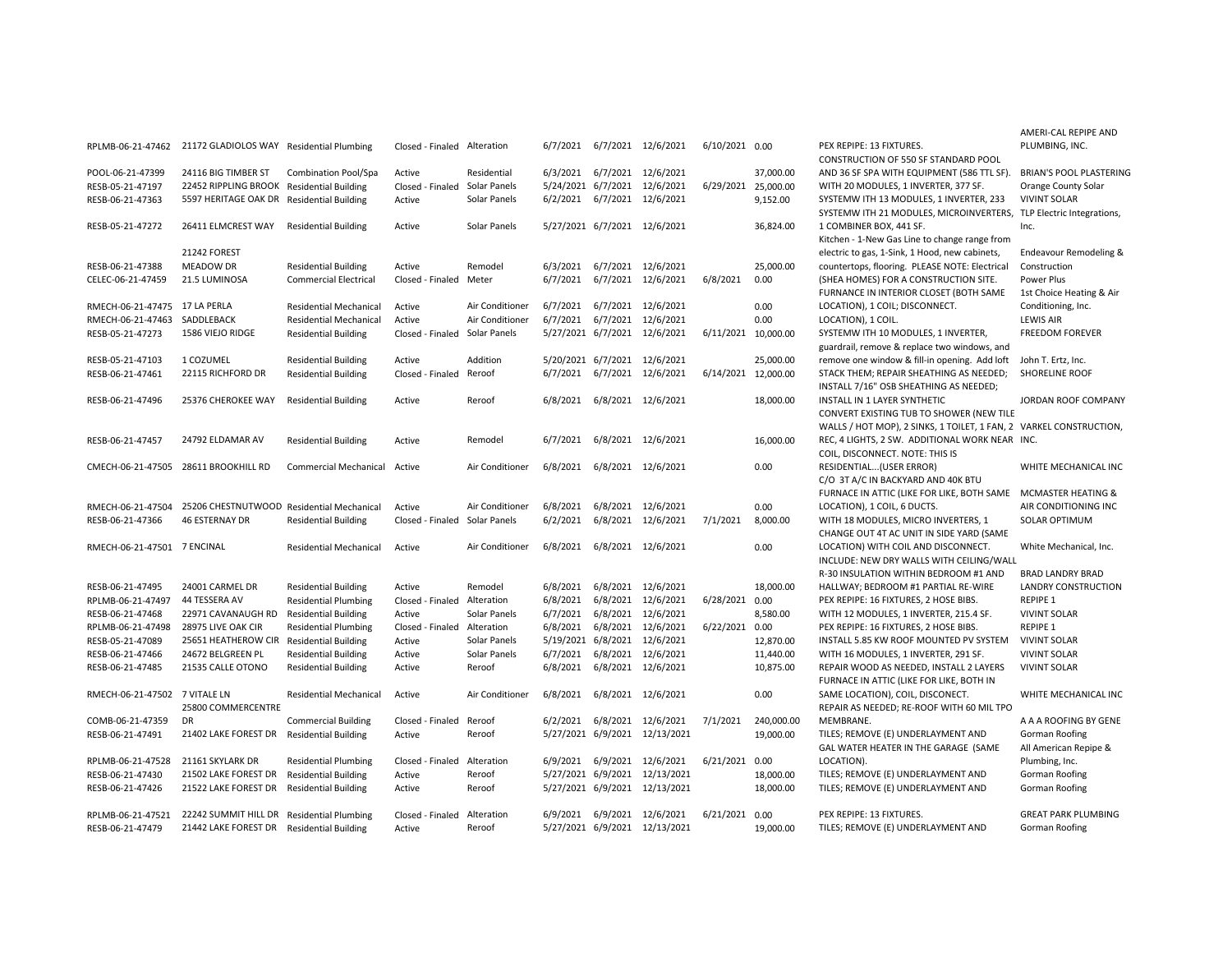| | | | | | | | | | | | |
|---|---|---|---|---|---|---|---|---|---|---|---|
| RPLMB-06-21-47462 | 21172 GLADIOLOS WAY | Residential Plumbing | Closed - Finaled | Alteration | 6/7/2021 | 6/7/2021 | 12/6/2021 | 6/10/2021 | 0.00 | PEX REPIPE: 13 FIXTURES. | AMERI-CAL REPIPE AND PLUMBING, INC. |
| POOL-06-21-47399 | 24116 BIG TIMBER ST | Combination Pool/Spa | Active | Residential | 6/3/2021 | 6/7/2021 | 12/6/2021 | | 37,000.00 | CONSTRUCTION OF 550 SF STANDARD POOL AND 36 SF SPA WITH EQUIPMENT (586 TTL SF). | BRIAN'S POOL PLASTERING |
| RESB-05-21-47197 | 22452 RIPPLING BROOK | Residential Building | Closed - Finaled | Solar Panels | 5/24/2021 | 6/7/2021 | 12/6/2021 | 6/29/2021 | 25,000.00 | WITH 20 MODULES, 1 INVERTER, 377 SF. | Orange County Solar |
| RESB-06-21-47363 | 5597 HERITAGE OAK DR | Residential Building | Active | Solar Panels | 6/2/2021 | 6/7/2021 | 12/6/2021 | | 9,152.00 | SYSTEMW ITH 13 MODULES, 1 INVERTER, 233 | VIVINT SOLAR |
| RESB-05-21-47272 | 26411 ELMCREST WAY | Residential Building | Active | Solar Panels | 5/27/2021 | 6/7/2021 | 12/6/2021 | | 36,824.00 | SYSTEMW ITH 21 MODULES, MICROINVERTERS, 1 COMBINER BOX, 441 SF. | TLP Electric Integrations, Inc. |
| RESB-06-21-47388 | 21242 FOREST MEADOW DR | Residential Building | Active | Remodel | 6/3/2021 | 6/7/2021 | 12/6/2021 | | 25,000.00 | Kitchen - 1-New Gas Line to change range from electric to gas, 1-Sink, 1 Hood, new cabinets, countertops, flooring. PLEASE NOTE: Electrical | Endeavour Remodeling & Construction |
| CELEC-06-21-47459 | 21.5 LUMINOSA | Commercial Electrical | Closed - Finaled | Meter | 6/7/2021 | 6/7/2021 | 12/6/2021 | 6/8/2021 | 0.00 | (SHEA HOMES) FOR A CONSTRUCTION SITE. | Power Plus |
| RMECH-06-21-47475 | 17 LA PERLA | Residential Mechanical | Active | Air Conditioner | 6/7/2021 | 6/7/2021 | 12/6/2021 | | 0.00 | FURNACE IN INTERIOR CLOSET (BOTH SAME LOCATION), 1 COIL; DISCONNECT. | 1st Choice Heating & Air Conditioning, Inc. |
| RMECH-06-21-47463 | SADDLEBACK | Residential Mechanical | Active | Air Conditioner | 6/7/2021 | 6/7/2021 | 12/6/2021 | | 0.00 | LOCATION), 1 COIL. | LEWIS AIR |
| RESB-05-21-47273 | 1586 VIEJO RIDGE | Residential Building | Closed - Finaled | Solar Panels | 5/27/2021 | 6/7/2021 | 12/6/2021 | 6/11/2021 | 10,000.00 | SYSTEMW ITH 10 MODULES, 1 INVERTER, | FREEDOM FOREVER |
| RESB-05-21-47103 | 1 COZUMEL | Residential Building | Active | Addition | 5/20/2021 | 6/7/2021 | 12/6/2021 | | 25,000.00 | guardrail, remove & replace two windows, and remove one window & fill-in opening. Add loft | John T. Ertz, Inc. |
| RESB-06-21-47461 | 22115 RICHFORD DR | Residential Building | Closed - Finaled | Reroof | 6/7/2021 | 6/7/2021 | 12/6/2021 | 6/14/2021 | 12,000.00 | STACK THEM; REPAIR SHEATHING AS NEEDED; | SHORELINE ROOF |
| RESB-06-21-47496 | 25376 CHEROKEE WAY | Residential Building | Active | Reroof | 6/8/2021 | 6/8/2021 | 12/6/2021 | | 18,000.00 | INSTALL 7/16" OSB SHEATHING AS NEEDED; INSTALL IN 1 LAYER SYNTHETIC | JORDAN ROOF COMPANY |
| RESB-06-21-47457 | 24792 ELDAMAR AV | Residential Building | Active | Remodel | 6/7/2021 | 6/8/2021 | 12/6/2021 | | 16,000.00 | CONVERT EXISTING TUB TO SHOWER (NEW TILE WALLS / HOT MOP), 2 SINKS, 1 TOILET, 1 FAN, 2 REC, 4 LIGHTS, 2 SW. ADDITIONAL WORK NEAR | VARKEL CONSTRUCTION, INC. |
| CMECH-06-21-47505 | 28611 BROOKHILL RD | Commercial Mechanical | Active | Air Conditioner | 6/8/2021 | 6/8/2021 | 12/6/2021 | | 0.00 | COIL, DISCONNECT. NOTE: THIS IS RESIDENTIAL...(USER ERROR) | WHITE MECHANICAL INC |
| RMECH-06-21-47504 | 25206 CHESTNUTWOOD | Residential Mechanical | Active | Air Conditioner | 6/8/2021 | 6/8/2021 | 12/6/2021 | | 0.00 | C/O 3T A/C IN BACKYARD AND 40K BTU FURNACE IN ATTIC (LIKE FOR LIKE, BOTH SAME LOCATION), 1 COIL, 6 DUCTS. | MCMASTER HEATING & AIR CONDITIONING INC |
| RESB-06-21-47366 | 46 ESTERNAY DR | Residential Building | Closed - Finaled | Solar Panels | 6/2/2021 | 6/8/2021 | 12/6/2021 | 7/1/2021 | 8,000.00 | WITH 18 MODULES, MICRO INVERTERS, 1 | SOLAR OPTIMUM |
| RMECH-06-21-47501 | 7 ENCINAL | Residential Mechanical | Active | Air Conditioner | 6/8/2021 | 6/8/2021 | 12/6/2021 | | 0.00 | CHANGE OUT 4T AC UNIT IN SIDE YARD (SAME LOCATION) WITH COIL AND DISCONNECT. | White Mechanical, Inc. |
| RESB-06-21-47495 | 24001 CARMEL DR | Residential Building | Active | Remodel | 6/8/2021 | 6/8/2021 | 12/6/2021 | | 18,000.00 | INCLUDE: NEW DRY WALLS WITH CEILING/WALL R-30 INSULATION WITHIN BEDROOM #1 AND HALLWAY; BEDROOM #1 PARTIAL RE-WIRE | BRAD LANDRY BRAD LANDRY CONSTRUCTION |
| RPLMB-06-21-47497 | 44 TESSERA AV | Residential Plumbing | Closed - Finaled | Alteration | 6/8/2021 | 6/8/2021 | 12/6/2021 | 6/28/2021 | 0.00 | PEX REPIPE: 16 FIXTURES, 2 HOSE BIBS. | REPIPE 1 |
| RESB-06-21-47468 | 22971 CAVANAUGH RD | Residential Building | Active | Solar Panels | 6/7/2021 | 6/8/2021 | 12/6/2021 | | 8,580.00 | WITH 12 MODULES, 1 INVERTER, 215.4 SF. | VIVINT SOLAR |
| RPLMB-06-21-47498 | 28975 LIVE OAK CIR | Residential Plumbing | Closed - Finaled | Alteration | 6/8/2021 | 6/8/2021 | 12/6/2021 | 6/22/2021 | 0.00 | PEX REPIPE: 16 FIXTURES, 2 HOSE BIBS. | REPIPE 1 |
| RESB-05-21-47089 | 25651 HEATHEROW CIR | Residential Building | Active | Solar Panels | 5/19/2021 | 6/8/2021 | 12/6/2021 | | 12,870.00 | INSTALL 5.85 KW ROOF MOUNTED PV SYSTEM | VIVINT SOLAR |
| RESB-06-21-47466 | 24672 BELGREEN PL | Residential Building | Active | Solar Panels | 6/7/2021 | 6/8/2021 | 12/6/2021 | | 11,440.00 | WITH 16 MODULES, 1 INVERTER, 291 SF. | VIVINT SOLAR |
| RESB-06-21-47485 | 21535 CALLE OTONO | Residential Building | Active | Reroof | 6/8/2021 | 6/8/2021 | 12/6/2021 | | 10,875.00 | REPAIR WOOD AS NEEDED, INSTALL 2 LAYERS | VIVINT SOLAR |
| RMECH-06-21-47502 | 7 VITALE LN | Residential Mechanical | Active | Air Conditioner | 6/8/2021 | 6/8/2021 | 12/6/2021 | | 0.00 | FURNACE IN ATTIC (LIKE FOR LIKE, BOTH IN SAME LOCATION), COIL, DISCONECT. | WHITE MECHANICAL INC |
| COMB-06-21-47359 | 25800 COMMERCENTRE DR | Commercial Building | Closed - Finaled | Reroof | 6/2/2021 | 6/8/2021 | 12/6/2021 | 7/1/2021 | 240,000.00 | REPAIR AS NEEDED; RE-ROOF WITH 60 MIL TPO MEMBRANE. | A A A ROOFING BY GENE |
| RESB-05-21-47491 | 21402 LAKE FOREST DR | Residential Building | Active | Reroof | 5/27/2021 | 6/9/2021 | 12/13/2021 | | 19,000.00 | TILES; REMOVE (E) UNDERLAYMENT AND | Gorman Roofing |
| RPLMB-06-21-47528 | 21161 SKYLARK DR | Residential Plumbing | Closed - Finaled | Alteration | 6/9/2021 | 6/9/2021 | 12/6/2021 | 6/21/2021 | 0.00 | GAL WATER HEATER IN THE GARAGE (SAME LOCATION). | All American Repipe & Plumbing, Inc. |
| RESB-05-21-47430 | 21502 LAKE FOREST DR | Residential Building | Active | Reroof | 5/27/2021 | 6/9/2021 | 12/13/2021 | | 18,000.00 | TILES; REMOVE (E) UNDERLAYMENT AND | Gorman Roofing |
| RESB-05-21-47426 | 21522 LAKE FOREST DR | Residential Building | Active | Reroof | 5/27/2021 | 6/9/2021 | 12/13/2021 | | 18,000.00 | TILES; REMOVE (E) UNDERLAYMENT AND | Gorman Roofing |
| RPLMB-06-21-47521 | 22242 SUMMIT HILL DR | Residential Plumbing | Closed - Finaled | Alteration | 6/9/2021 | 6/9/2021 | 12/6/2021 | 6/21/2021 | 0.00 | PEX REPIPE: 13 FIXTURES. | GREAT PARK PLUMBING |
| RESB-05-21-47479 | 21442 LAKE FOREST DR | Residential Building | Active | Reroof | 5/27/2021 | 6/9/2021 | 12/13/2021 | | 19,000.00 | TILES; REMOVE (E) UNDERLAYMENT AND | Gorman Roofing |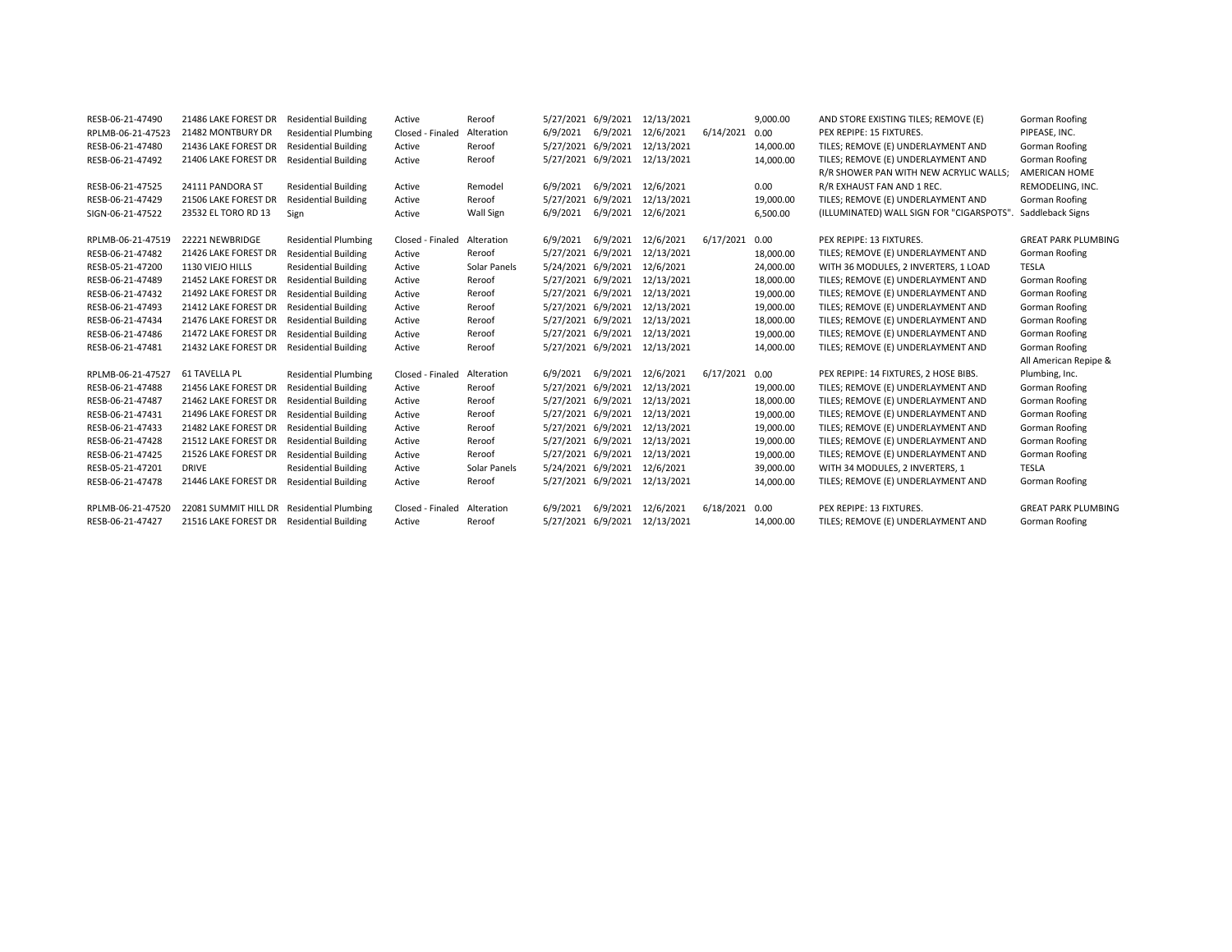| | | | | | | | | | | | |
|---|---|---|---|---|---|---|---|---|---|---|---|
| RESB-06-21-47490 | 21486 LAKE FOREST DR | Residential Building | Active | Reroof | 5/27/2021 | 6/9/2021 | 12/13/2021 | | 9,000.00 | AND STORE EXISTING TILES; REMOVE (E) | Gorman Roofing |
| RPLMB-06-21-47523 | 21482 MONTBURY DR | Residential Plumbing | Closed - Finaled | Alteration | 6/9/2021 | 6/9/2021 | 12/6/2021 | 6/14/2021 | 0.00 | PEX REPIPE: 15 FIXTURES. | PIPEASE, INC. |
| RESB-06-21-47480 | 21436 LAKE FOREST DR | Residential Building | Active | Reroof | 5/27/2021 | 6/9/2021 | 12/13/2021 | | 14,000.00 | TILES; REMOVE (E) UNDERLAYMENT AND | Gorman Roofing |
| RESB-06-21-47492 | 21406 LAKE FOREST DR | Residential Building | Active | Reroof | 5/27/2021 | 6/9/2021 | 12/13/2021 | | 14,000.00 | TILES; REMOVE (E) UNDERLAYMENT AND | Gorman Roofing |
| RESB-06-21-47525 | 24111 PANDORA ST | Residential Building | Active | Remodel | 6/9/2021 | 6/9/2021 | 12/6/2021 | | 0.00 | R/R SHOWER PAN WITH NEW ACRYLIC WALLS; R/R EXHAUST FAN AND 1 REC. | AMERICAN HOME REMODELING, INC. |
| RESB-06-21-47429 | 21506 LAKE FOREST DR | Residential Building | Active | Reroof | 5/27/2021 | 6/9/2021 | 12/13/2021 | | 19,000.00 | TILES; REMOVE (E) UNDERLAYMENT AND | Gorman Roofing |
| SIGN-06-21-47522 | 23532 EL TORO RD 13 | Sign | Active | Wall Sign | 6/9/2021 | 6/9/2021 | 12/6/2021 | | 6,500.00 | (ILLUMINATED) WALL SIGN FOR "CIGARSPOTS". | Saddleback Signs |
| RPLMB-06-21-47519 | 22221 NEWBRIDGE | Residential Plumbing | Closed - Finaled | Alteration | 6/9/2021 | 6/9/2021 | 12/6/2021 | 6/17/2021 | 0.00 | PEX REPIPE: 13 FIXTURES. | GREAT PARK PLUMBING |
| RESB-06-21-47482 | 21426 LAKE FOREST DR | Residential Building | Active | Reroof | 5/27/2021 | 6/9/2021 | 12/13/2021 | | 18,000.00 | TILES; REMOVE (E) UNDERLAYMENT AND | Gorman Roofing |
| RESB-05-21-47200 | 1130 VIEJO HILLS | Residential Building | Active | Solar Panels | 5/24/2021 | 6/9/2021 | 12/6/2021 | | 24,000.00 | WITH 36 MODULES, 2 INVERTERS, 1 LOAD | TESLA |
| RESB-06-21-47489 | 21452 LAKE FOREST DR | Residential Building | Active | Reroof | 5/27/2021 | 6/9/2021 | 12/13/2021 | | 18,000.00 | TILES; REMOVE (E) UNDERLAYMENT AND | Gorman Roofing |
| RESB-06-21-47432 | 21492 LAKE FOREST DR | Residential Building | Active | Reroof | 5/27/2021 | 6/9/2021 | 12/13/2021 | | 19,000.00 | TILES; REMOVE (E) UNDERLAYMENT AND | Gorman Roofing |
| RESB-06-21-47493 | 21412 LAKE FOREST DR | Residential Building | Active | Reroof | 5/27/2021 | 6/9/2021 | 12/13/2021 | | 19,000.00 | TILES; REMOVE (E) UNDERLAYMENT AND | Gorman Roofing |
| RESB-06-21-47434 | 21476 LAKE FOREST DR | Residential Building | Active | Reroof | 5/27/2021 | 6/9/2021 | 12/13/2021 | | 18,000.00 | TILES; REMOVE (E) UNDERLAYMENT AND | Gorman Roofing |
| RESB-06-21-47486 | 21472 LAKE FOREST DR | Residential Building | Active | Reroof | 5/27/2021 | 6/9/2021 | 12/13/2021 | | 19,000.00 | TILES; REMOVE (E) UNDERLAYMENT AND | Gorman Roofing |
| RESB-06-21-47481 | 21432 LAKE FOREST DR | Residential Building | Active | Reroof | 5/27/2021 | 6/9/2021 | 12/13/2021 | | 14,000.00 | TILES; REMOVE (E) UNDERLAYMENT AND | Gorman Roofing |
| RPLMB-06-21-47527 | 61 TAVELLA PL | Residential Plumbing | Closed - Finaled | Alteration | 6/9/2021 | 6/9/2021 | 12/6/2021 | 6/17/2021 | 0.00 | PEX REPIPE: 14 FIXTURES, 2 HOSE BIBS. | All American Repipe & Plumbing, Inc. |
| RESB-06-21-47488 | 21456 LAKE FOREST DR | Residential Building | Active | Reroof | 5/27/2021 | 6/9/2021 | 12/13/2021 | | 19,000.00 | TILES; REMOVE (E) UNDERLAYMENT AND | Gorman Roofing |
| RESB-06-21-47487 | 21462 LAKE FOREST DR | Residential Building | Active | Reroof | 5/27/2021 | 6/9/2021 | 12/13/2021 | | 18,000.00 | TILES; REMOVE (E) UNDERLAYMENT AND | Gorman Roofing |
| RESB-06-21-47431 | 21496 LAKE FOREST DR | Residential Building | Active | Reroof | 5/27/2021 | 6/9/2021 | 12/13/2021 | | 19,000.00 | TILES; REMOVE (E) UNDERLAYMENT AND | Gorman Roofing |
| RESB-06-21-47433 | 21482 LAKE FOREST DR | Residential Building | Active | Reroof | 5/27/2021 | 6/9/2021 | 12/13/2021 | | 19,000.00 | TILES; REMOVE (E) UNDERLAYMENT AND | Gorman Roofing |
| RESB-06-21-47428 | 21512 LAKE FOREST DR | Residential Building | Active | Reroof | 5/27/2021 | 6/9/2021 | 12/13/2021 | | 19,000.00 | TILES; REMOVE (E) UNDERLAYMENT AND | Gorman Roofing |
| RESB-06-21-47425 | 21526 LAKE FOREST DR | Residential Building | Active | Reroof | 5/27/2021 | 6/9/2021 | 12/13/2021 | | 19,000.00 | TILES; REMOVE (E) UNDERLAYMENT AND | Gorman Roofing |
| RESB-05-21-47201 | DRIVE | Residential Building | Active | Solar Panels | 5/24/2021 | 6/9/2021 | 12/6/2021 | | 39,000.00 | WITH 34 MODULES, 2 INVERTERS, 1 | TESLA |
| RESB-06-21-47478 | 21446 LAKE FOREST DR | Residential Building | Active | Reroof | 5/27/2021 | 6/9/2021 | 12/13/2021 | | 14,000.00 | TILES; REMOVE (E) UNDERLAYMENT AND | Gorman Roofing |
| RPLMB-06-21-47520 | 22081 SUMMIT HILL DR | Residential Plumbing | Closed - Finaled | Alteration | 6/9/2021 | 6/9/2021 | 12/6/2021 | 6/18/2021 | 0.00 | PEX REPIPE: 13 FIXTURES. | GREAT PARK PLUMBING |
| RESB-06-21-47427 | 21516 LAKE FOREST DR | Residential Building | Active | Reroof | 5/27/2021 | 6/9/2021 | 12/13/2021 | | 14,000.00 | TILES; REMOVE (E) UNDERLAYMENT AND | Gorman Roofing |